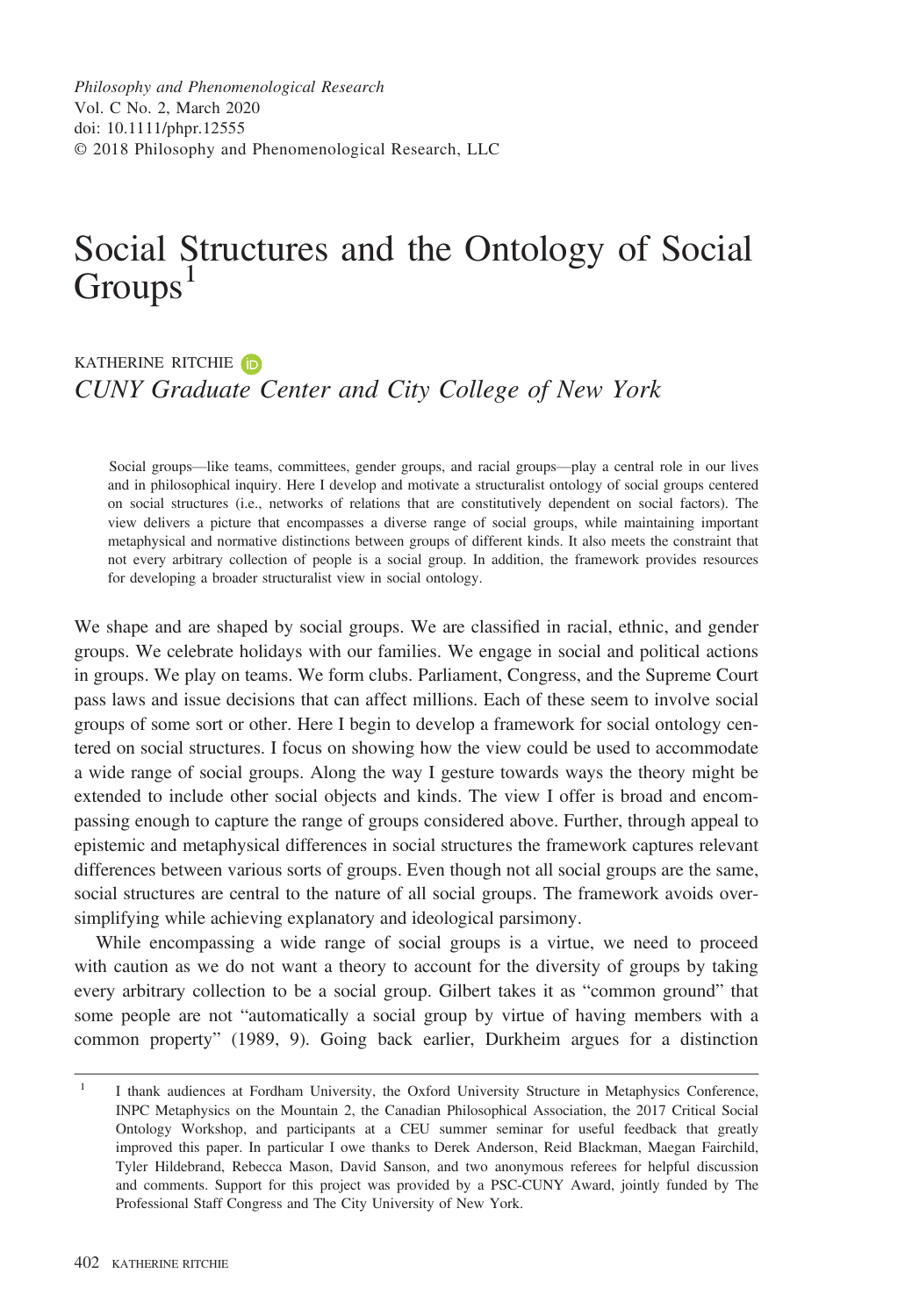*Philosophy and Phenomenological Research*
Vol. C No. 2, March 2020
doi: 10.1111/phpr.12555
© 2018 Philosophy and Phenomenological Research, LLC

# Social Structures and the Ontology of Social Groups[1]

KATHERINE RITCHIE
*CUNY Graduate Center and City College of New York*

Social groups—like teams, committees, gender groups, and racial groups—play a central role in our lives and in philosophical inquiry. Here I develop and motivate a structuralist ontology of social groups centered on social structures (i.e., networks of relations that are constitutively dependent on social factors). The view delivers a picture that encompasses a diverse range of social groups, while maintaining important metaphysical and normative distinctions between groups of different kinds. It also meets the constraint that not every arbitrary collection of people is a social group. In addition, the framework provides resources for developing a broader structuralist view in social ontology.

We shape and are shaped by social groups. We are classified in racial, ethnic, and gender groups. We celebrate holidays with our families. We engage in social and political actions in groups. We play on teams. We form clubs. Parliament, Congress, and the Supreme Court pass laws and issue decisions that can affect millions. Each of these seem to involve social groups of some sort or other. Here I begin to develop a framework for social ontology centered on social structures. I focus on showing how the view could be used to accommodate a wide range of social groups. Along the way I gesture towards ways the theory might be extended to include other social objects and kinds. The view I offer is broad and encompassing enough to capture the range of groups considered above. Further, through appeal to epistemic and metaphysical differences in social structures the framework captures relevant differences between various sorts of groups. Even though not all social groups are the same, social structures are central to the nature of all social groups. The framework avoids oversimplifying while achieving explanatory and ideological parsimony.

While encompassing a wide range of social groups is a virtue, we need to proceed with caution as we do not want a theory to account for the diversity of groups by taking every arbitrary collection to be a social group. Gilbert takes it as "common ground" that some people are not "automatically a social group by virtue of having members with a common property" (1989, 9). Going back earlier, Durkheim argues for a distinction

[1] I thank audiences at Fordham University, the Oxford University Structure in Metaphysics Conference, INPC Metaphysics on the Mountain 2, the Canadian Philosophical Association, the 2017 Critical Social Ontology Workshop, and participants at a CEU summer seminar for useful feedback that greatly improved this paper. In particular I owe thanks to Derek Anderson, Reid Blackman, Maegan Fairchild, Tyler Hildebrand, Rebecca Mason, David Sanson, and two anonymous referees for helpful discussion and comments. Support for this project was provided by a PSC-CUNY Award, jointly funded by The Professional Staff Congress and The City University of New York.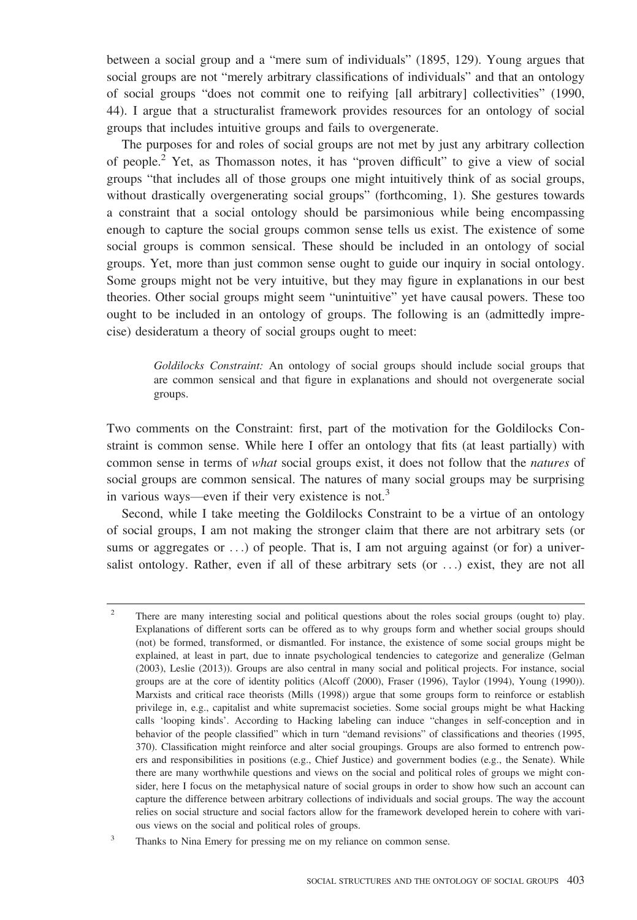between a social group and a "mere sum of individuals" (1895, 129). Young argues that social groups are not "merely arbitrary classifications of individuals" and that an ontology of social groups "does not commit one to reifying [all arbitrary] collectivities" (1990, 44). I argue that a structuralist framework provides resources for an ontology of social groups that includes intuitive groups and fails to overgenerate.

The purposes for and roles of social groups are not met by just any arbitrary collection of people.[2] Yet, as Thomasson notes, it has "proven difficult" to give a view of social groups "that includes all of those groups one might intuitively think of as social groups, without drastically overgenerating social groups" (forthcoming, 1). She gestures towards a constraint that a social ontology should be parsimonious while being encompassing enough to capture the social groups common sense tells us exist. The existence of some social groups is common sensical. These should be included in an ontology of social groups. Yet, more than just common sense ought to guide our inquiry in social ontology. Some groups might not be very intuitive, but they may figure in explanations in our best theories. Other social groups might seem "unintuitive" yet have causal powers. These too ought to be included in an ontology of groups. The following is an (admittedly imprecise) desideratum a theory of social groups ought to meet:

> *Goldilocks Constraint:* An ontology of social groups should include social groups that are common sensical and that figure in explanations and should not overgenerate social groups.

Two comments on the Constraint: first, part of the motivation for the Goldilocks Constraint is common sense. While here I offer an ontology that fits (at least partially) with common sense in terms of *what* social groups exist, it does not follow that the *natures* of social groups are common sensical. The natures of many social groups may be surprising in various ways—even if their very existence is not.[3]

Second, while I take meeting the Goldilocks Constraint to be a virtue of an ontology of social groups, I am not making the stronger claim that there are not arbitrary sets (or sums or aggregates or ...) of people. That is, I am not arguing against (or for) a universalist ontology. Rather, even if all of these arbitrary sets (or ...) exist, they are not all

---

[2] There are many interesting social and political questions about the roles social groups (ought to) play. Explanations of different sorts can be offered as to why groups form and whether social groups should (not) be formed, transformed, or dismantled. For instance, the existence of some social groups might be explained, at least in part, due to innate psychological tendencies to categorize and generalize (Gelman (2003), Leslie (2013)). Groups are also central in many social and political projects. For instance, social groups are at the core of identity politics (Alcoff (2000), Fraser (1996), Taylor (1994), Young (1990)). Marxists and critical race theorists (Mills (1998)) argue that some groups form to reinforce or establish privilege in, e.g., capitalist and white supremacist societies. Some social groups might be what Hacking calls 'looping kinds'. According to Hacking labeling can induce "changes in self-conception and in behavior of the people classified" which in turn "demand revisions" of classifications and theories (1995, 370). Classification might reinforce and alter social groupings. Groups are also formed to entrench powers and responsibilities in positions (e.g., Chief Justice) and government bodies (e.g., the Senate). While there are many worthwhile questions and views on the social and political roles of groups we might consider, here I focus on the metaphysical nature of social groups in order to show how such an account can capture the difference between arbitrary collections of individuals and social groups. The way the account relies on social structure and social factors allow for the framework developed herein to cohere with various views on the social and political roles of groups.

[3] Thanks to Nina Emery for pressing me on my reliance on common sense.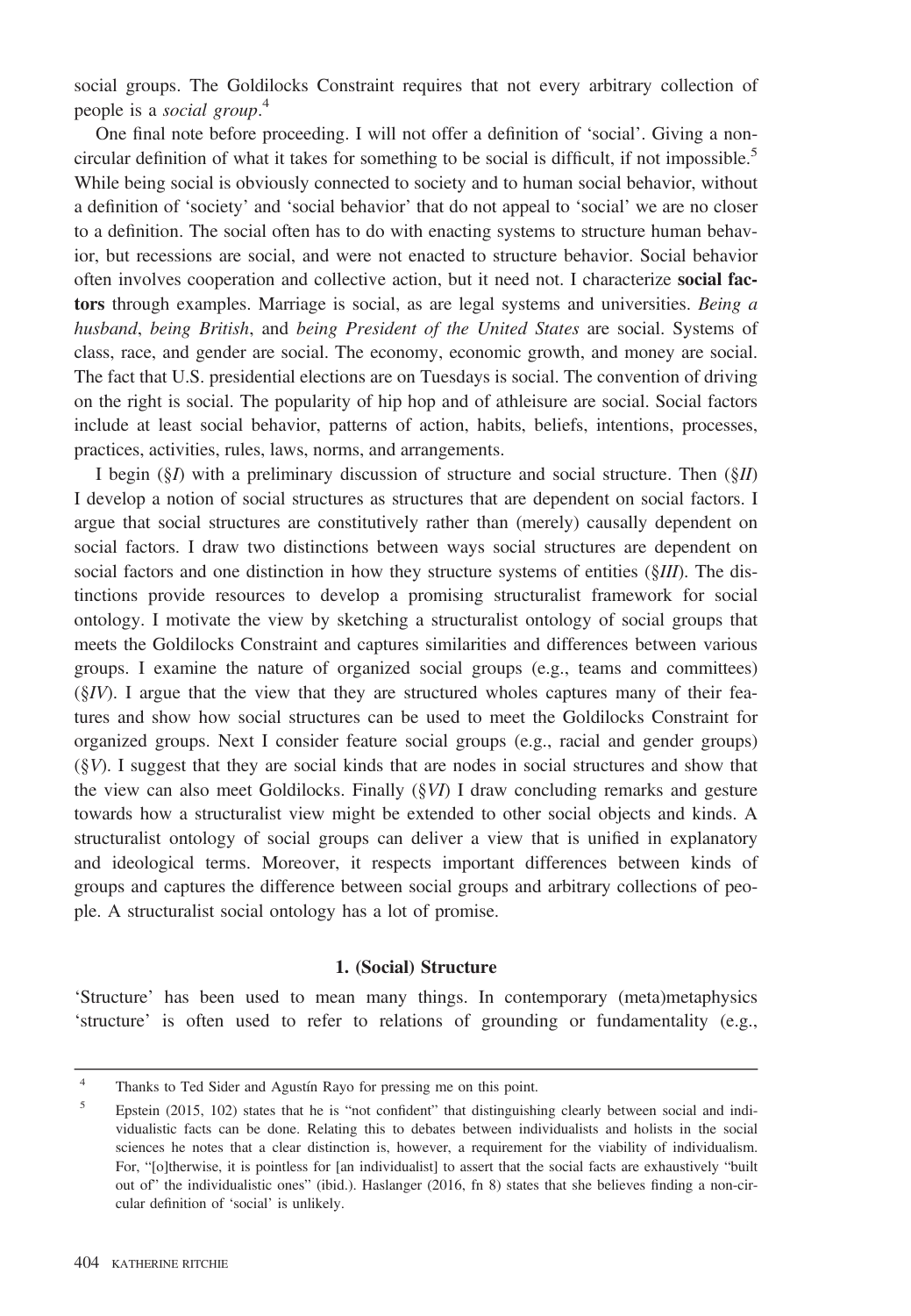social groups. The Goldilocks Constraint requires that not every arbitrary collection of people is a *social group*.[4]

One final note before proceeding. I will not offer a definition of 'social'. Giving a non-circular definition of what it takes for something to be social is difficult, if not impossible.[5] While being social is obviously connected to society and to human social behavior, without a definition of 'society' and 'social behavior' that do not appeal to 'social' we are no closer to a definition. The social often has to do with enacting systems to structure human behavior, but recessions are social, and were not enacted to structure behavior. Social behavior often involves cooperation and collective action, but it need not. I characterize **social factors** through examples. Marriage is social, as are legal systems and universities. *Being a husband*, *being British*, and *being President of the United States* are social. Systems of class, race, and gender are social. The economy, economic growth, and money are social. The fact that U.S. presidential elections are on Tuesdays is social. The convention of driving on the right is social. The popularity of hip hop and of athleisure are social. Social factors include at least social behavior, patterns of action, habits, beliefs, intentions, processes, practices, activities, rules, laws, norms, and arrangements.

I begin (*§I*) with a preliminary discussion of structure and social structure. Then (*§II*) I develop a notion of social structures as structures that are dependent on social factors. I argue that social structures are constitutively rather than (merely) causally dependent on social factors. I draw two distinctions between ways social structures are dependent on social factors and one distinction in how they structure systems of entities (*§III*). The distinctions provide resources to develop a promising structuralist framework for social ontology. I motivate the view by sketching a structuralist ontology of social groups that meets the Goldilocks Constraint and captures similarities and differences between various groups. I examine the nature of organized social groups (e.g., teams and committees) (*§IV*). I argue that the view that they are structured wholes captures many of their features and show how social structures can be used to meet the Goldilocks Constraint for organized groups. Next I consider feature social groups (e.g., racial and gender groups) (*§V*). I suggest that they are social kinds that are nodes in social structures and show that the view can also meet Goldilocks. Finally (*§VI*) I draw concluding remarks and gesture towards how a structuralist view might be extended to other social objects and kinds. A structuralist ontology of social groups can deliver a view that is unified in explanatory and ideological terms. Moreover, it respects important differences between kinds of groups and captures the difference between social groups and arbitrary collections of people. A structuralist social ontology has a lot of promise.

## 1. (Social) Structure

'Structure' has been used to mean many things. In contemporary (meta)metaphysics 'structure' is often used to refer to relations of grounding or fundamentality (e.g.,

---

[4] Thanks to Ted Sider and Agustín Rayo for pressing me on this point.

[5] Epstein (2015, 102) states that he is "not confident" that distinguishing clearly between social and individualistic facts can be done. Relating this to debates between individualists and holists in the social sciences he notes that a clear distinction is, however, a requirement for the viability of individualism. For, "[o]therwise, it is pointless for [an individualist] to assert that the social facts are exhaustively "built out of" the individualistic ones" (ibid.). Haslanger (2016, fn 8) states that she believes finding a non-circular definition of 'social' is unlikely.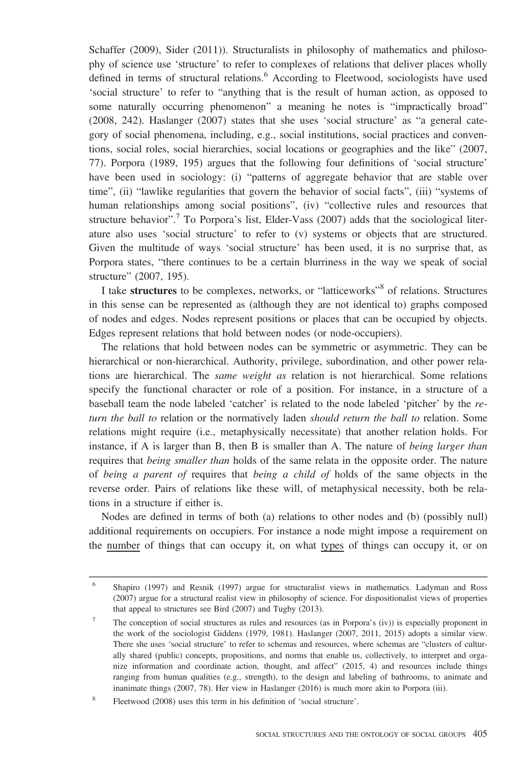Schaffer (2009), Sider (2011)). Structuralists in philosophy of mathematics and philosophy of science use 'structure' to refer to complexes of relations that deliver places wholly defined in terms of structural relations.[6] According to Fleetwood, sociologists have used 'social structure' to refer to "anything that is the result of human action, as opposed to some naturally occurring phenomenon" a meaning he notes is "impractically broad" (2008, 242). Haslanger (2007) states that she uses 'social structure' as "a general category of social phenomena, including, e.g., social institutions, social practices and conventions, social roles, social hierarchies, social locations or geographies and the like" (2007, 77). Porpora (1989, 195) argues that the following four definitions of 'social structure' have been used in sociology: (i) "patterns of aggregate behavior that are stable over time", (ii) "lawlike regularities that govern the behavior of social facts", (iii) "systems of human relationships among social positions", (iv) "collective rules and resources that structure behavior".[7] To Porpora's list, Elder-Vass (2007) adds that the sociological literature also uses 'social structure' to refer to (v) systems or objects that are structured. Given the multitude of ways 'social structure' has been used, it is no surprise that, as Porpora states, "there continues to be a certain blurriness in the way we speak of social structure" (2007, 195).

I take **structures** to be complexes, networks, or "latticeworks"[8] of relations. Structures in this sense can be represented as (although they are not identical to) graphs composed of nodes and edges. Nodes represent positions or places that can be occupied by objects. Edges represent relations that hold between nodes (or node-occupiers).

The relations that hold between nodes can be symmetric or asymmetric. They can be hierarchical or non-hierarchical. Authority, privilege, subordination, and other power relations are hierarchical. The *same weight as* relation is not hierarchical. Some relations specify the functional character or role of a position. For instance, in a structure of a baseball team the node labeled 'catcher' is related to the node labeled 'pitcher' by the *return the ball to* relation or the normatively laden *should return the ball to* relation. Some relations might require (i.e., metaphysically necessitate) that another relation holds. For instance, if A is larger than B, then B is smaller than A. The nature of *being larger than* requires that *being smaller than* holds of the same relata in the opposite order. The nature of *being a parent of* requires that *being a child of* holds of the same objects in the reverse order. Pairs of relations like these will, of metaphysical necessity, both be relations in a structure if either is.

Nodes are defined in terms of both (a) relations to other nodes and (b) (possibly null) additional requirements on occupiers. For instance a node might impose a requirement on the <u>number</u> of things that can occupy it, on what <u>types</u> of things can occupy it, or on

---

[6] Shapiro (1997) and Resnik (1997) argue for structuralist views in mathematics. Ladyman and Ross (2007) argue for a structural realist view in philosophy of science. For dispositionalist views of properties that appeal to structures see Bird (2007) and Tugby (2013).

[7] The conception of social structures as rules and resources (as in Porpora's (iv)) is especially proponent in the work of the sociologist Giddens (1979, 1981). Haslanger (2007, 2011, 2015) adopts a similar view. There she uses 'social structure' to refer to schemas and resources, where schemas are "clusters of culturally shared (public) concepts, propositions, and norms that enable us, collectively, to interpret and organize information and coordinate action, thought, and affect" (2015, 4) and resources include things ranging from human qualities (e.g., strength), to the design and labeling of bathrooms, to animate and inanimate things (2007, 78). Her view in Haslanger (2016) is much more akin to Porpora (iii).

[8] Fleetwood (2008) uses this term in his definition of 'social structure'.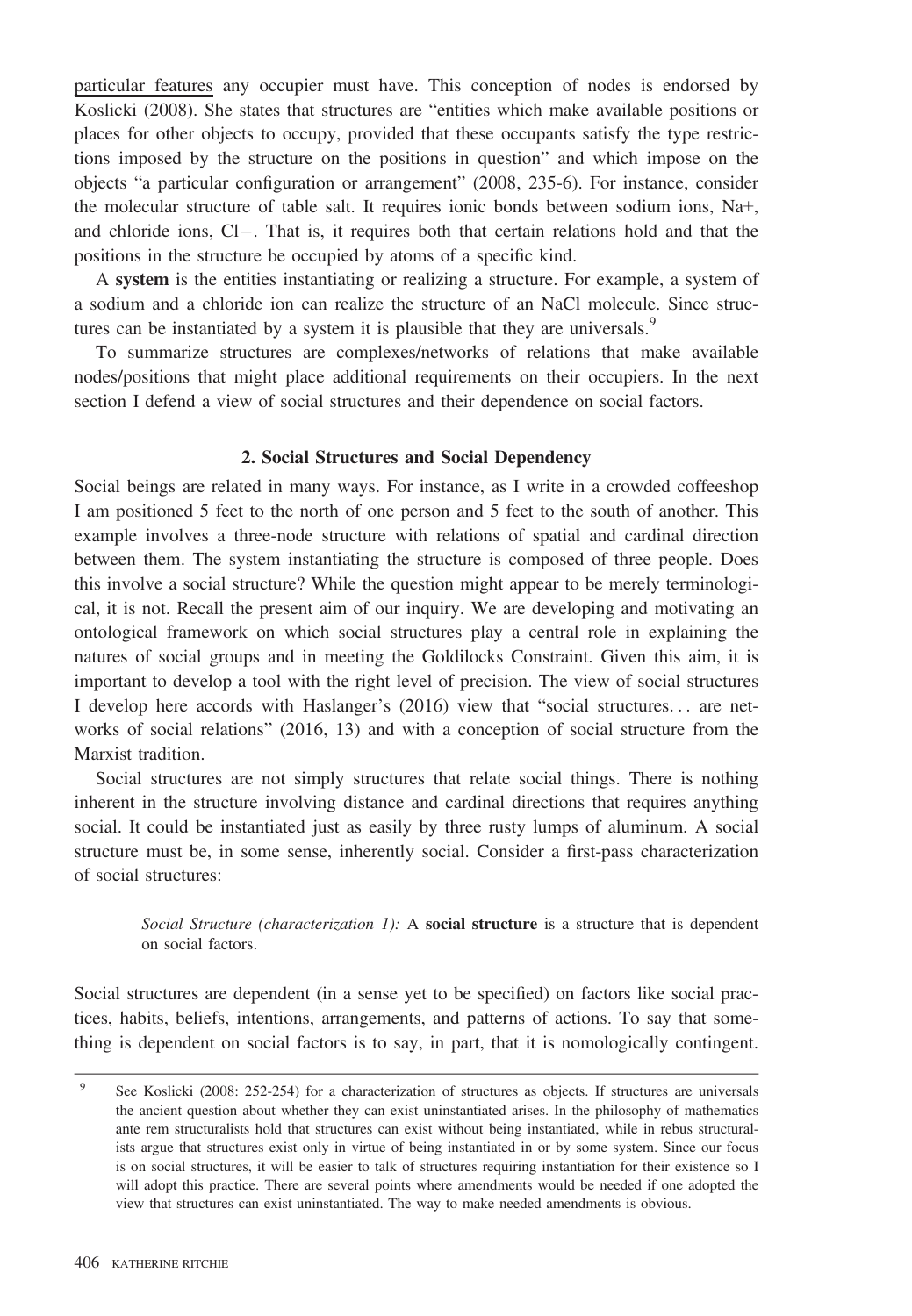particular features any occupier must have. This conception of nodes is endorsed by Koslicki (2008). She states that structures are "entities which make available positions or places for other objects to occupy, provided that these occupants satisfy the type restrictions imposed by the structure on the positions in question" and which impose on the objects "a particular configuration or arrangement" (2008, 235-6). For instance, consider the molecular structure of table salt. It requires ionic bonds between sodium ions, $Na+$, and chloride ions, $Cl-$. That is, it requires both that certain relations hold and that the positions in the structure be occupied by atoms of a specific kind.

A **system** is the entities instantiating or realizing a structure. For example, a system of a sodium and a chloride ion can realize the structure of an NaCl molecule. Since structures can be instantiated by a system it is plausible that they are universals.[9]

To summarize structures are complexes/networks of relations that make available nodes/positions that might place additional requirements on their occupiers. In the next section I defend a view of social structures and their dependence on social factors.

## 2. Social Structures and Social Dependency

Social beings are related in many ways. For instance, as I write in a crowded coffeeshop I am positioned 5 feet to the north of one person and 5 feet to the south of another. This example involves a three-node structure with relations of spatial and cardinal direction between them. The system instantiating the structure is composed of three people. Does this involve a social structure? While the question might appear to be merely terminological, it is not. Recall the present aim of our inquiry. We are developing and motivating an ontological framework on which social structures play a central role in explaining the natures of social groups and in meeting the Goldilocks Constraint. Given this aim, it is important to develop a tool with the right level of precision. The view of social structures I develop here accords with Haslanger's (2016) view that "social structures… are networks of social relations" (2016, 13) and with a conception of social structure from the Marxist tradition.

Social structures are not simply structures that relate social things. There is nothing inherent in the structure involving distance and cardinal directions that requires anything social. It could be instantiated just as easily by three rusty lumps of aluminum. A social structure must be, in some sense, inherently social. Consider a first-pass characterization of social structures:

> *Social Structure (characterization 1):* A **social structure** is a structure that is dependent on social factors.

Social structures are dependent (in a sense yet to be specified) on factors like social practices, habits, beliefs, intentions, arrangements, and patterns of actions. To say that something is dependent on social factors is to say, in part, that it is nomologically contingent.

[9] See Koslicki (2008: 252-254) for a characterization of structures as objects. If structures are universals the ancient question about whether they can exist uninstantiated arises. In the philosophy of mathematics ante rem structuralists hold that structures can exist without being instantiated, while in rebus structuralists argue that structures exist only in virtue of being instantiated in or by some system. Since our focus is on social structures, it will be easier to talk of structures requiring instantiation for their existence so I will adopt this practice. There are several points where amendments would be needed if one adopted the view that structures can exist uninstantiated. The way to make needed amendments is obvious.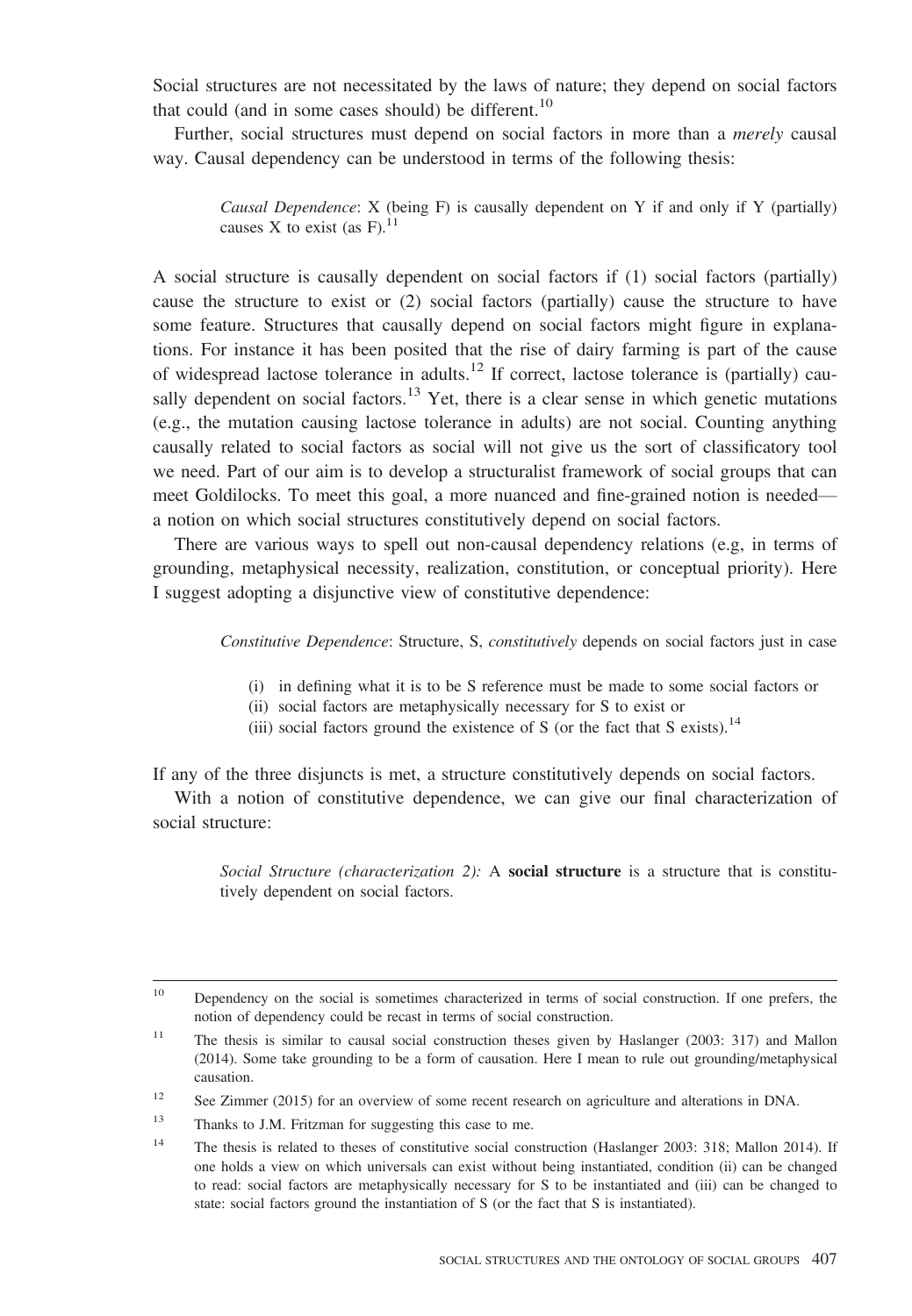Social structures are not necessitated by the laws of nature; they depend on social factors that could (and in some cases should) be different.[10]

Further, social structures must depend on social factors in more than a *merely* causal way. Causal dependency can be understood in terms of the following thesis:

> *Causal Dependence*: X (being F) is causally dependent on Y if and only if Y (partially) causes X to exist (as F).[11]

A social structure is causally dependent on social factors if (1) social factors (partially) cause the structure to exist or (2) social factors (partially) cause the structure to have some feature. Structures that causally depend on social factors might figure in explanations. For instance it has been posited that the rise of dairy farming is part of the cause of widespread lactose tolerance in adults.[12] If correct, lactose tolerance is (partially) causally dependent on social factors.[13] Yet, there is a clear sense in which genetic mutations (e.g., the mutation causing lactose tolerance in adults) are not social. Counting anything causally related to social factors as social will not give us the sort of classificatory tool we need. Part of our aim is to develop a structuralist framework of social groups that can meet Goldilocks. To meet this goal, a more nuanced and fine-grained notion is needed—a notion on which social structures constitutively depend on social factors.

There are various ways to spell out non-causal dependency relations (e.g, in terms of grounding, metaphysical necessity, realization, constitution, or conceptual priority). Here I suggest adopting a disjunctive view of constitutive dependence:

> *Constitutive Dependence*: Structure, S, *constitutively* depends on social factors just in case
>
> (i) in defining what it is to be S reference must be made to some social factors or
> (ii) social factors are metaphysically necessary for S to exist or
> (iii) social factors ground the existence of S (or the fact that S exists).[14]

If any of the three disjuncts is met, a structure constitutively depends on social factors.

With a notion of constitutive dependence, we can give our final characterization of social structure:

> *Social Structure (characterization 2):* A **social structure** is a structure that is constitutively dependent on social factors.

---

[10] Dependency on the social is sometimes characterized in terms of social construction. If one prefers, the notion of dependency could be recast in terms of social construction.

[11] The thesis is similar to causal social construction theses given by Haslanger (2003: 317) and Mallon (2014). Some take grounding to be a form of causation. Here I mean to rule out grounding/metaphysical causation.

[12] See Zimmer (2015) for an overview of some recent research on agriculture and alterations in DNA.

[13] Thanks to J.M. Fritzman for suggesting this case to me.

[14] The thesis is related to theses of constitutive social construction (Haslanger 2003: 318; Mallon 2014). If one holds a view on which universals can exist without being instantiated, condition (ii) can be changed to read: social factors are metaphysically necessary for S to be instantiated and (iii) can be changed to state: social factors ground the instantiation of S (or the fact that S is instantiated).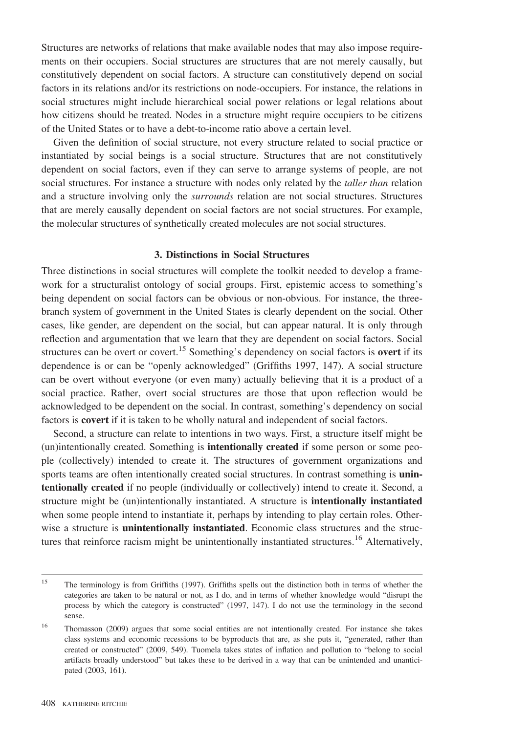Structures are networks of relations that make available nodes that may also impose requirements on their occupiers. Social structures are structures that are not merely causally, but constitutively dependent on social factors. A structure can constitutively depend on social factors in its relations and/or its restrictions on node-occupiers. For instance, the relations in social structures might include hierarchical social power relations or legal relations about how citizens should be treated. Nodes in a structure might require occupiers to be citizens of the United States or to have a debt-to-income ratio above a certain level.

Given the definition of social structure, not every structure related to social practice or instantiated by social beings is a social structure. Structures that are not constitutively dependent on social factors, even if they can serve to arrange systems of people, are not social structures. For instance a structure with nodes only related by the *taller than* relation and a structure involving only the *surrounds* relation are not social structures. Structures that are merely causally dependent on social factors are not social structures. For example, the molecular structures of synthetically created molecules are not social structures.

### 3. Distinctions in Social Structures

Three distinctions in social structures will complete the toolkit needed to develop a framework for a structuralist ontology of social groups. First, epistemic access to something's being dependent on social factors can be obvious or non-obvious. For instance, the three-branch system of government in the United States is clearly dependent on the social. Other cases, like gender, are dependent on the social, but can appear natural. It is only through reflection and argumentation that we learn that they are dependent on social factors. Social structures can be overt or covert.[15] Something's dependency on social factors is **overt** if its dependence is or can be "openly acknowledged" (Griffiths 1997, 147). A social structure can be overt without everyone (or even many) actually believing that it is a product of a social practice. Rather, overt social structures are those that upon reflection would be acknowledged to be dependent on the social. In contrast, something's dependency on social factors is **covert** if it is taken to be wholly natural and independent of social factors.

Second, a structure can relate to intentions in two ways. First, a structure itself might be (un)intentionally created. Something is **intentionally created** if some person or some people (collectively) intended to create it. The structures of government organizations and sports teams are often intentionally created social structures. In contrast something is **unintentionally created** if no people (individually or collectively) intend to create it. Second, a structure might be (un)intentionally instantiated. A structure is **intentionally instantiated** when some people intend to instantiate it, perhaps by intending to play certain roles. Otherwise a structure is **unintentionally instantiated**. Economic class structures and the structures that reinforce racism might be unintentionally instantiated structures.[16] Alternatively,

---

[15] The terminology is from Griffiths (1997). Griffiths spells out the distinction both in terms of whether the categories are taken to be natural or not, as I do, and in terms of whether knowledge would "disrupt the process by which the category is constructed" (1997, 147). I do not use the terminology in the second sense.

[16] Thomasson (2009) argues that some social entities are not intentionally created. For instance she takes class systems and economic recessions to be byproducts that are, as she puts it, "generated, rather than created or constructed" (2009, 549). Tuomela takes states of inflation and pollution to "belong to social artifacts broadly understood" but takes these to be derived in a way that can be unintended and unanticipated (2003, 161).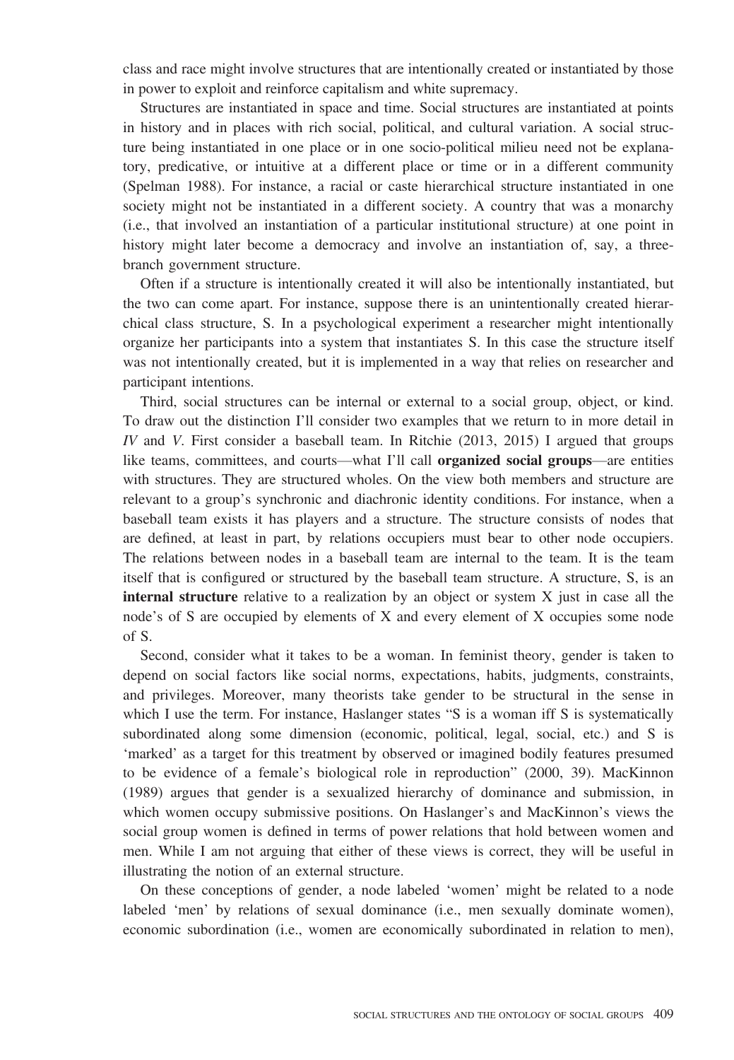class and race might involve structures that are intentionally created or instantiated by those in power to exploit and reinforce capitalism and white supremacy.

Structures are instantiated in space and time. Social structures are instantiated at points in history and in places with rich social, political, and cultural variation. A social structure being instantiated in one place or in one socio-political milieu need not be explanatory, predicative, or intuitive at a different place or time or in a different community (Spelman 1988). For instance, a racial or caste hierarchical structure instantiated in one society might not be instantiated in a different society. A country that was a monarchy (i.e., that involved an instantiation of a particular institutional structure) at one point in history might later become a democracy and involve an instantiation of, say, a three-branch government structure.

Often if a structure is intentionally created it will also be intentionally instantiated, but the two can come apart. For instance, suppose there is an unintentionally created hierarchical class structure, S. In a psychological experiment a researcher might intentionally organize her participants into a system that instantiates S. In this case the structure itself was not intentionally created, but it is implemented in a way that relies on researcher and participant intentions.

Third, social structures can be internal or external to a social group, object, or kind. To draw out the distinction I'll consider two examples that we return to in more detail in *IV* and *V*. First consider a baseball team. In Ritchie (2013, 2015) I argued that groups like teams, committees, and courts—what I'll call **organized social groups**—are entities with structures. They are structured wholes. On the view both members and structure are relevant to a group's synchronic and diachronic identity conditions. For instance, when a baseball team exists it has players and a structure. The structure consists of nodes that are defined, at least in part, by relations occupiers must bear to other node occupiers. The relations between nodes in a baseball team are internal to the team. It is the team itself that is configured or structured by the baseball team structure. A structure, S, is an **internal structure** relative to a realization by an object or system X just in case all the node's of S are occupied by elements of X and every element of X occupies some node of S.

Second, consider what it takes to be a woman. In feminist theory, gender is taken to depend on social factors like social norms, expectations, habits, judgments, constraints, and privileges. Moreover, many theorists take gender to be structural in the sense in which I use the term. For instance, Haslanger states "S is a woman iff S is systematically subordinated along some dimension (economic, political, legal, social, etc.) and S is 'marked' as a target for this treatment by observed or imagined bodily features presumed to be evidence of a female's biological role in reproduction" (2000, 39). MacKinnon (1989) argues that gender is a sexualized hierarchy of dominance and submission, in which women occupy submissive positions. On Haslanger's and MacKinnon's views the social group women is defined in terms of power relations that hold between women and men. While I am not arguing that either of these views is correct, they will be useful in illustrating the notion of an external structure.

On these conceptions of gender, a node labeled 'women' might be related to a node labeled 'men' by relations of sexual dominance (i.e., men sexually dominate women), economic subordination (i.e., women are economically subordinated in relation to men),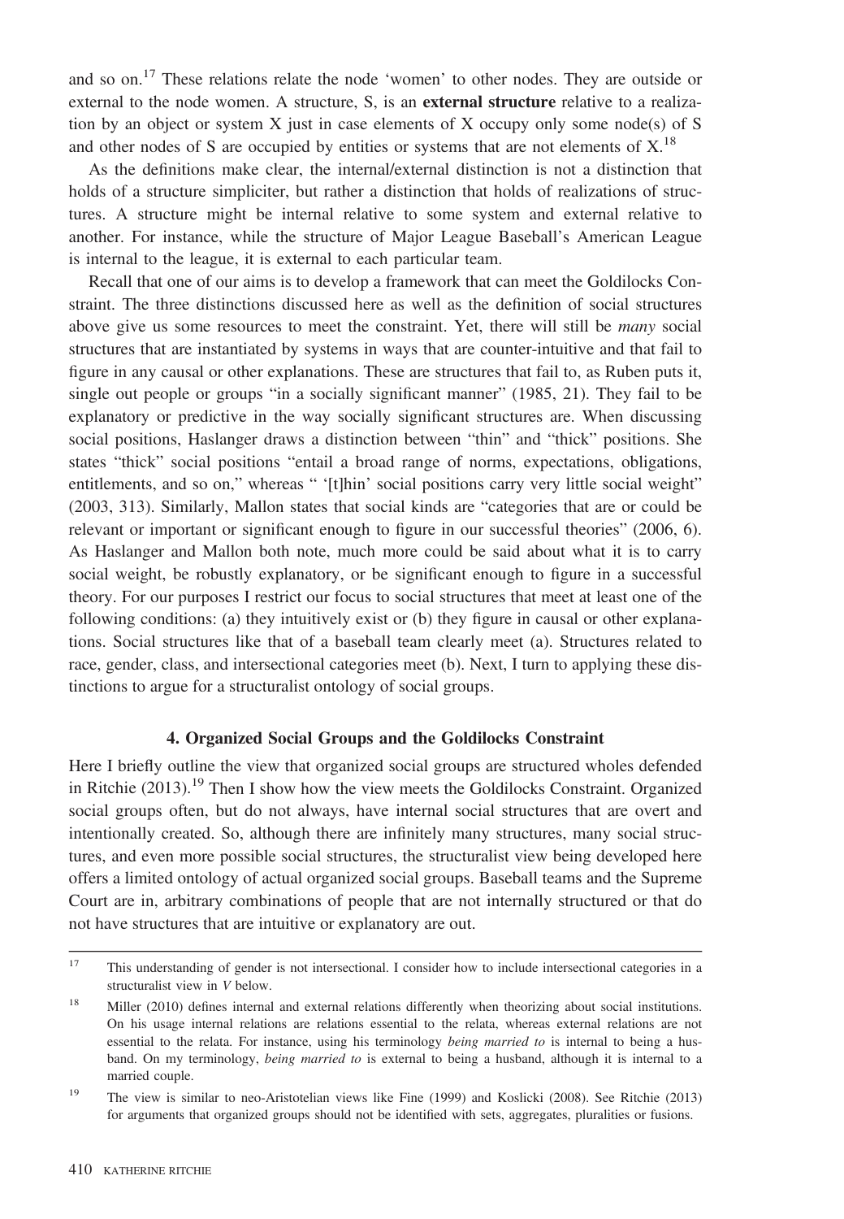and so on.[17] These relations relate the node 'women' to other nodes. They are outside or external to the node women. A structure, S, is an **external structure** relative to a realization by an object or system X just in case elements of X occupy only some node(s) of S and other nodes of S are occupied by entities or systems that are not elements of X.[18]

As the definitions make clear, the internal/external distinction is not a distinction that holds of a structure simpliciter, but rather a distinction that holds of realizations of structures. A structure might be internal relative to some system and external relative to another. For instance, while the structure of Major League Baseball's American League is internal to the league, it is external to each particular team.

Recall that one of our aims is to develop a framework that can meet the Goldilocks Constraint. The three distinctions discussed here as well as the definition of social structures above give us some resources to meet the constraint. Yet, there will still be *many* social structures that are instantiated by systems in ways that are counter-intuitive and that fail to figure in any causal or other explanations. These are structures that fail to, as Ruben puts it, single out people or groups "in a socially significant manner" (1985, 21). They fail to be explanatory or predictive in the way socially significant structures are. When discussing social positions, Haslanger draws a distinction between "thin" and "thick" positions. She states "thick" social positions "entail a broad range of norms, expectations, obligations, entitlements, and so on," whereas " '[t]hin' social positions carry very little social weight" (2003, 313). Similarly, Mallon states that social kinds are "categories that are or could be relevant or important or significant enough to figure in our successful theories" (2006, 6). As Haslanger and Mallon both note, much more could be said about what it is to carry social weight, be robustly explanatory, or be significant enough to figure in a successful theory. For our purposes I restrict our focus to social structures that meet at least one of the following conditions: (a) they intuitively exist or (b) they figure in causal or other explanations. Social structures like that of a baseball team clearly meet (a). Structures related to race, gender, class, and intersectional categories meet (b). Next, I turn to applying these distinctions to argue for a structuralist ontology of social groups.

## 4. Organized Social Groups and the Goldilocks Constraint

Here I briefly outline the view that organized social groups are structured wholes defended in Ritchie (2013).[19] Then I show how the view meets the Goldilocks Constraint. Organized social groups often, but do not always, have internal social structures that are overt and intentionally created. So, although there are infinitely many structures, many social structures, and even more possible social structures, the structuralist view being developed here offers a limited ontology of actual organized social groups. Baseball teams and the Supreme Court are in, arbitrary combinations of people that are not internally structured or that do not have structures that are intuitive or explanatory are out.

---

[17] This understanding of gender is not intersectional. I consider how to include intersectional categories in a structuralist view in *V* below.

[18] Miller (2010) defines internal and external relations differently when theorizing about social institutions. On his usage internal relations are relations essential to the relata, whereas external relations are not essential to the relata. For instance, using his terminology *being married to* is internal to being a husband. On my terminology, *being married to* is external to being a husband, although it is internal to a married couple.

[19] The view is similar to neo-Aristotelian views like Fine (1999) and Koslicki (2008). See Ritchie (2013) for arguments that organized groups should not be identified with sets, aggregates, pluralities or fusions.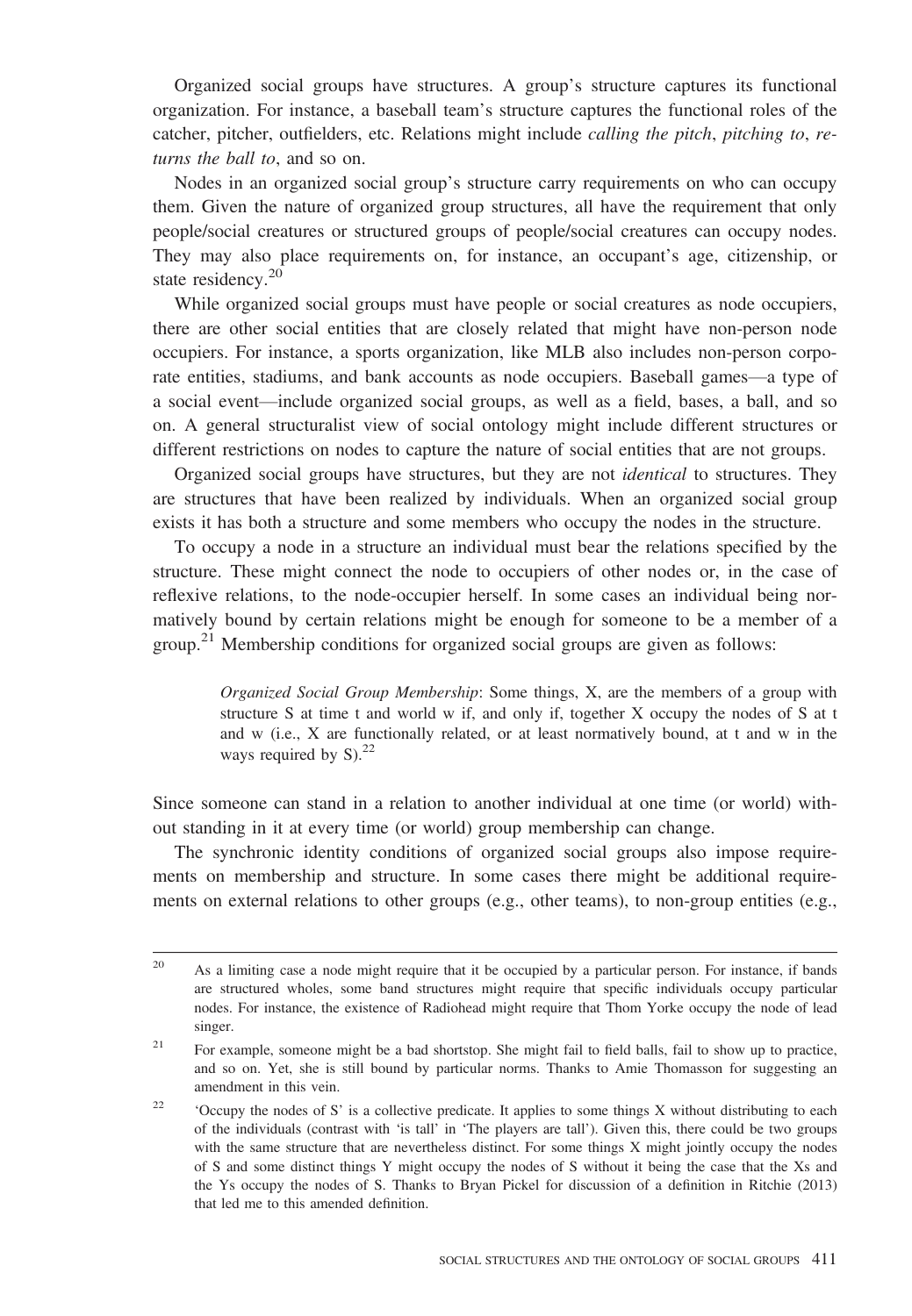Organized social groups have structures. A group's structure captures its functional organization. For instance, a baseball team's structure captures the functional roles of the catcher, pitcher, outfielders, etc. Relations might include *calling the pitch*, *pitching to*, *returns the ball to*, and so on.

Nodes in an organized social group's structure carry requirements on who can occupy them. Given the nature of organized group structures, all have the requirement that only people/social creatures or structured groups of people/social creatures can occupy nodes. They may also place requirements on, for instance, an occupant's age, citizenship, or state residency.[20]

While organized social groups must have people or social creatures as node occupiers, there are other social entities that are closely related that might have non-person node occupiers. For instance, a sports organization, like MLB also includes non-person corporate entities, stadiums, and bank accounts as node occupiers. Baseball games—a type of a social event—include organized social groups, as well as a field, bases, a ball, and so on. A general structuralist view of social ontology might include different structures or different restrictions on nodes to capture the nature of social entities that are not groups.

Organized social groups have structures, but they are not *identical* to structures. They are structures that have been realized by individuals. When an organized social group exists it has both a structure and some members who occupy the nodes in the structure.

To occupy a node in a structure an individual must bear the relations specified by the structure. These might connect the node to occupiers of other nodes or, in the case of reflexive relations, to the node-occupier herself. In some cases an individual being normatively bound by certain relations might be enough for someone to be a member of a group.[21] Membership conditions for organized social groups are given as follows:

> *Organized Social Group Membership*: Some things, X, are the members of a group with structure S at time t and world w if, and only if, together X occupy the nodes of S at t and w (i.e., X are functionally related, or at least normatively bound, at t and w in the ways required by S).[22]

Since someone can stand in a relation to another individual at one time (or world) without standing in it at every time (or world) group membership can change.

The synchronic identity conditions of organized social groups also impose requirements on membership and structure. In some cases there might be additional requirements on external relations to other groups (e.g., other teams), to non-group entities (e.g.,

---

[20] As a limiting case a node might require that it be occupied by a particular person. For instance, if bands are structured wholes, some band structures might require that specific individuals occupy particular nodes. For instance, the existence of Radiohead might require that Thom Yorke occupy the node of lead singer.

[21] For example, someone might be a bad shortstop. She might fail to field balls, fail to show up to practice, and so on. Yet, she is still bound by particular norms. Thanks to Amie Thomasson for suggesting an amendment in this vein.

[22] 'Occupy the nodes of S' is a collective predicate. It applies to some things X without distributing to each of the individuals (contrast with 'is tall' in 'The players are tall'). Given this, there could be two groups with the same structure that are nevertheless distinct. For some things X might jointly occupy the nodes of S and some distinct things Y might occupy the nodes of S without it being the case that the Xs and the Ys occupy the nodes of S. Thanks to Bryan Pickel for discussion of a definition in Ritchie (2013) that led me to this amended definition.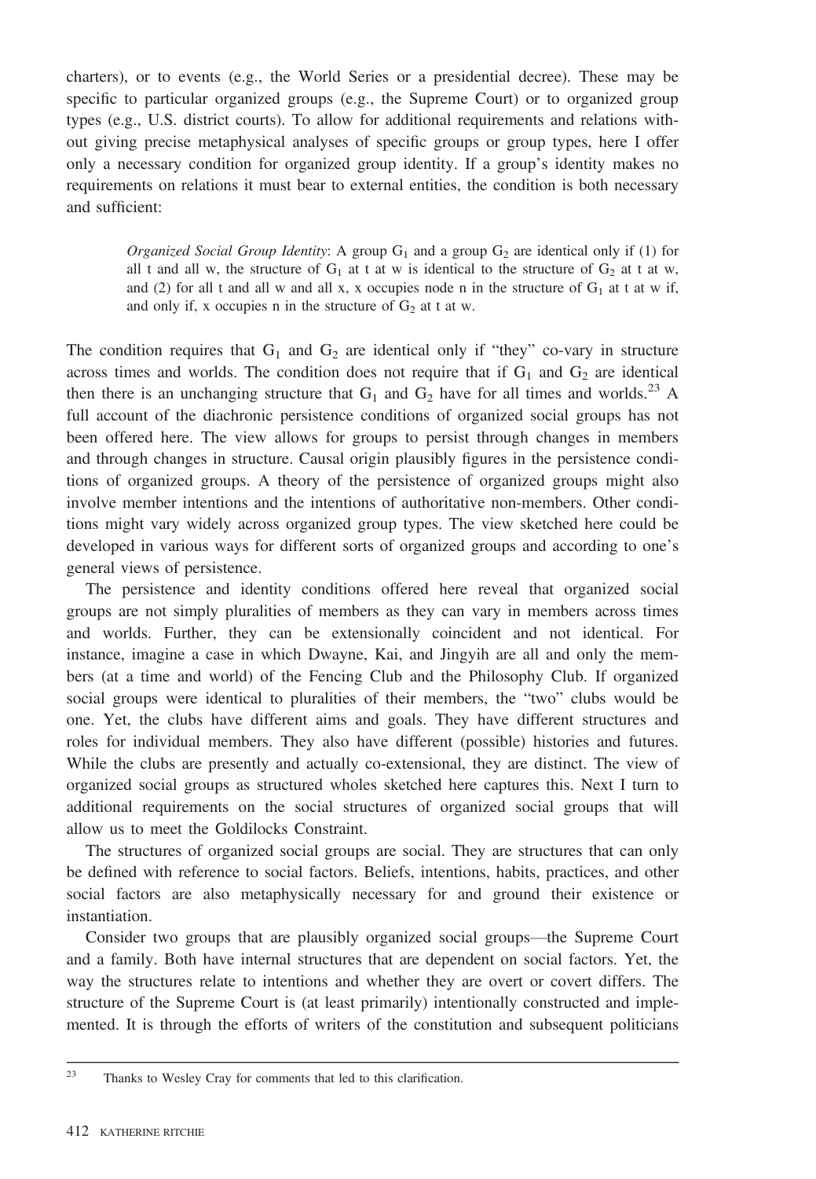charters), or to events (e.g., the World Series or a presidential decree). These may be specific to particular organized groups (e.g., the Supreme Court) or to organized group types (e.g., U.S. district courts). To allow for additional requirements and relations without giving precise metaphysical analyses of specific groups or group types, here I offer only a necessary condition for organized group identity. If a group's identity makes no requirements on relations it must bear to external entities, the condition is both necessary and sufficient:

> *Organized Social Group Identity*: A group $G_1$ and a group $G_2$ are identical only if (1) for all t and all w, the structure of $G_1$ at t at w is identical to the structure of $G_2$ at t at w, and (2) for all t and all w and all x, x occupies node n in the structure of $G_1$ at t at w if, and only if, x occupies n in the structure of $G_2$ at t at w.

The condition requires that $G_1$ and $G_2$ are identical only if "they" co-vary in structure across times and worlds. The condition does not require that if $G_1$ and $G_2$ are identical then there is an unchanging structure that $G_1$ and $G_2$ have for all times and worlds.[23] A full account of the diachronic persistence conditions of organized social groups has not been offered here. The view allows for groups to persist through changes in members and through changes in structure. Causal origin plausibly figures in the persistence conditions of organized groups. A theory of the persistence of organized groups might also involve member intentions and the intentions of authoritative non-members. Other conditions might vary widely across organized group types. The view sketched here could be developed in various ways for different sorts of organized groups and according to one's general views of persistence.

The persistence and identity conditions offered here reveal that organized social groups are not simply pluralities of members as they can vary in members across times and worlds. Further, they can be extensionally coincident and not identical. For instance, imagine a case in which Dwayne, Kai, and Jingyih are all and only the members (at a time and world) of the Fencing Club and the Philosophy Club. If organized social groups were identical to pluralities of their members, the "two" clubs would be one. Yet, the clubs have different aims and goals. They have different structures and roles for individual members. They also have different (possible) histories and futures. While the clubs are presently and actually co-extensional, they are distinct. The view of organized social groups as structured wholes sketched here captures this. Next I turn to additional requirements on the social structures of organized social groups that will allow us to meet the Goldilocks Constraint.

The structures of organized social groups are social. They are structures that can only be defined with reference to social factors. Beliefs, intentions, habits, practices, and other social factors are also metaphysically necessary for and ground their existence or instantiation.

Consider two groups that are plausibly organized social groups—the Supreme Court and a family. Both have internal structures that are dependent on social factors. Yet, the way the structures relate to intentions and whether they are overt or covert differs. The structure of the Supreme Court is (at least primarily) intentionally constructed and implemented. It is through the efforts of writers of the constitution and subsequent politicians

[23] Thanks to Wesley Cray for comments that led to this clarification.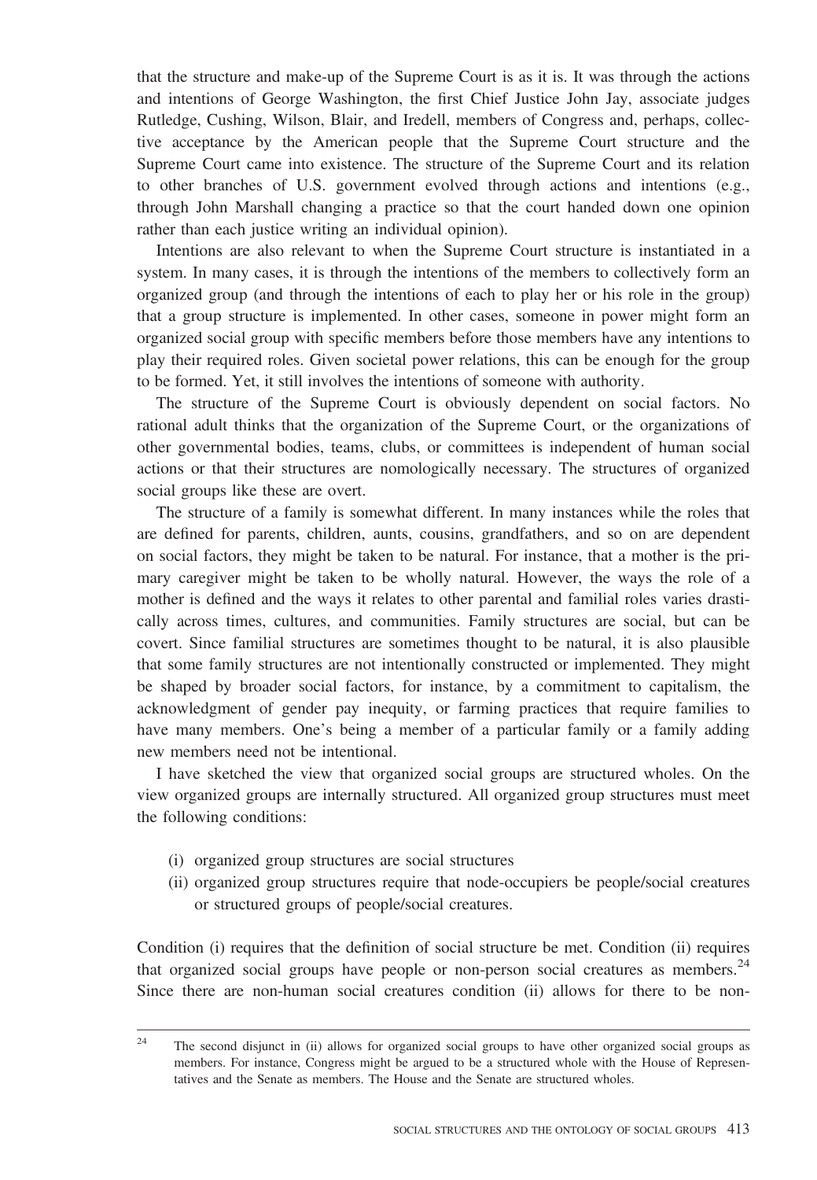that the structure and make-up of the Supreme Court is as it is. It was through the actions and intentions of George Washington, the first Chief Justice John Jay, associate judges Rutledge, Cushing, Wilson, Blair, and Iredell, members of Congress and, perhaps, collective acceptance by the American people that the Supreme Court structure and the Supreme Court came into existence. The structure of the Supreme Court and its relation to other branches of U.S. government evolved through actions and intentions (e.g., through John Marshall changing a practice so that the court handed down one opinion rather than each justice writing an individual opinion).

Intentions are also relevant to when the Supreme Court structure is instantiated in a system. In many cases, it is through the intentions of the members to collectively form an organized group (and through the intentions of each to play her or his role in the group) that a group structure is implemented. In other cases, someone in power might form an organized social group with specific members before those members have any intentions to play their required roles. Given societal power relations, this can be enough for the group to be formed. Yet, it still involves the intentions of someone with authority.

The structure of the Supreme Court is obviously dependent on social factors. No rational adult thinks that the organization of the Supreme Court, or the organizations of other governmental bodies, teams, clubs, or committees is independent of human social actions or that their structures are nomologically necessary. The structures of organized social groups like these are overt.

The structure of a family is somewhat different. In many instances while the roles that are defined for parents, children, aunts, cousins, grandfathers, and so on are dependent on social factors, they might be taken to be natural. For instance, that a mother is the primary caregiver might be taken to be wholly natural. However, the ways the role of a mother is defined and the ways it relates to other parental and familial roles varies drastically across times, cultures, and communities. Family structures are social, but can be covert. Since familial structures are sometimes thought to be natural, it is also plausible that some family structures are not intentionally constructed or implemented. They might be shaped by broader social factors, for instance, by a commitment to capitalism, the acknowledgment of gender pay inequity, or farming practices that require families to have many members. One's being a member of a particular family or a family adding new members need not be intentional.

I have sketched the view that organized social groups are structured wholes. On the view organized groups are internally structured. All organized group structures must meet the following conditions:

(i) organized group structures are social structures
(ii) organized group structures require that node-occupiers be people/social creatures or structured groups of people/social creatures.

Condition (i) requires that the definition of social structure be met. Condition (ii) requires that organized social groups have people or non-person social creatures as members.[24] Since there are non-human social creatures condition (ii) allows for there to be non-

[24] The second disjunct in (ii) allows for organized social groups to have other organized social groups as members. For instance, Congress might be argued to be a structured whole with the House of Representatives and the Senate as members. The House and the Senate are structured wholes.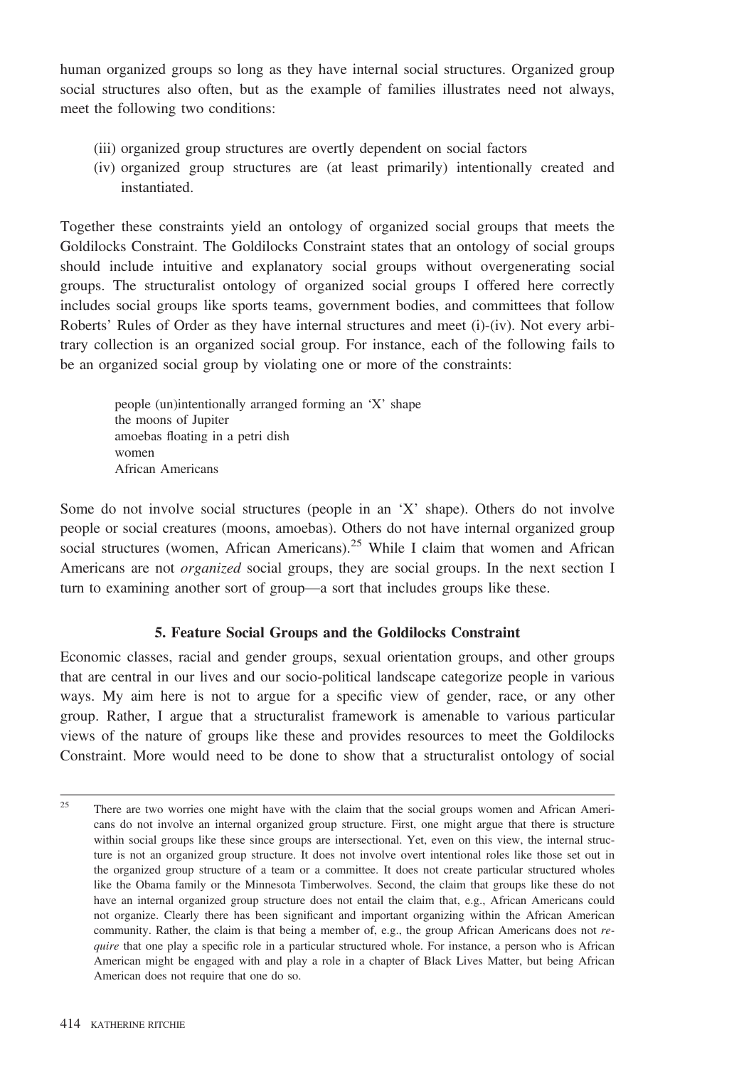human organized groups so long as they have internal social structures. Organized group social structures also often, but as the example of families illustrates need not always, meet the following two conditions:

(iii) organized group structures are overtly dependent on social factors
(iv) organized group structures are (at least primarily) intentionally created and instantiated.

Together these constraints yield an ontology of organized social groups that meets the Goldilocks Constraint. The Goldilocks Constraint states that an ontology of social groups should include intuitive and explanatory social groups without overgenerating social groups. The structuralist ontology of organized social groups I offered here correctly includes social groups like sports teams, government bodies, and committees that follow Roberts' Rules of Order as they have internal structures and meet (i)-(iv). Not every arbitrary collection is an organized social group. For instance, each of the following fails to be an organized social group by violating one or more of the constraints:

people (un)intentionally arranged forming an 'X' shape
the moons of Jupiter
amoebas floating in a petri dish
women
African Americans

Some do not involve social structures (people in an 'X' shape). Others do not involve people or social creatures (moons, amoebas). Others do not have internal organized group social structures (women, African Americans).[25] While I claim that women and African Americans are not *organized* social groups, they are social groups. In the next section I turn to examining another sort of group—a sort that includes groups like these.

## 5. Feature Social Groups and the Goldilocks Constraint

Economic classes, racial and gender groups, sexual orientation groups, and other groups that are central in our lives and our socio-political landscape categorize people in various ways. My aim here is not to argue for a specific view of gender, race, or any other group. Rather, I argue that a structuralist framework is amenable to various particular views of the nature of groups like these and provides resources to meet the Goldilocks Constraint. More would need to be done to show that a structuralist ontology of social

[25] There are two worries one might have with the claim that the social groups women and African Americans do not involve an internal organized group structure. First, one might argue that there is structure within social groups like these since groups are intersectional. Yet, even on this view, the internal structure is not an organized group structure. It does not involve overt intentional roles like those set out in the organized group structure of a team or a committee. It does not create particular structured wholes like the Obama family or the Minnesota Timberwolves. Second, the claim that groups like these do not have an internal organized group structure does not entail the claim that, e.g., African Americans could not organize. Clearly there has been significant and important organizing within the African American community. Rather, the claim is that being a member of, e.g., the group African Americans does not *require* that one play a specific role in a particular structured whole. For instance, a person who is African American might be engaged with and play a role in a chapter of Black Lives Matter, but being African American does not require that one do so.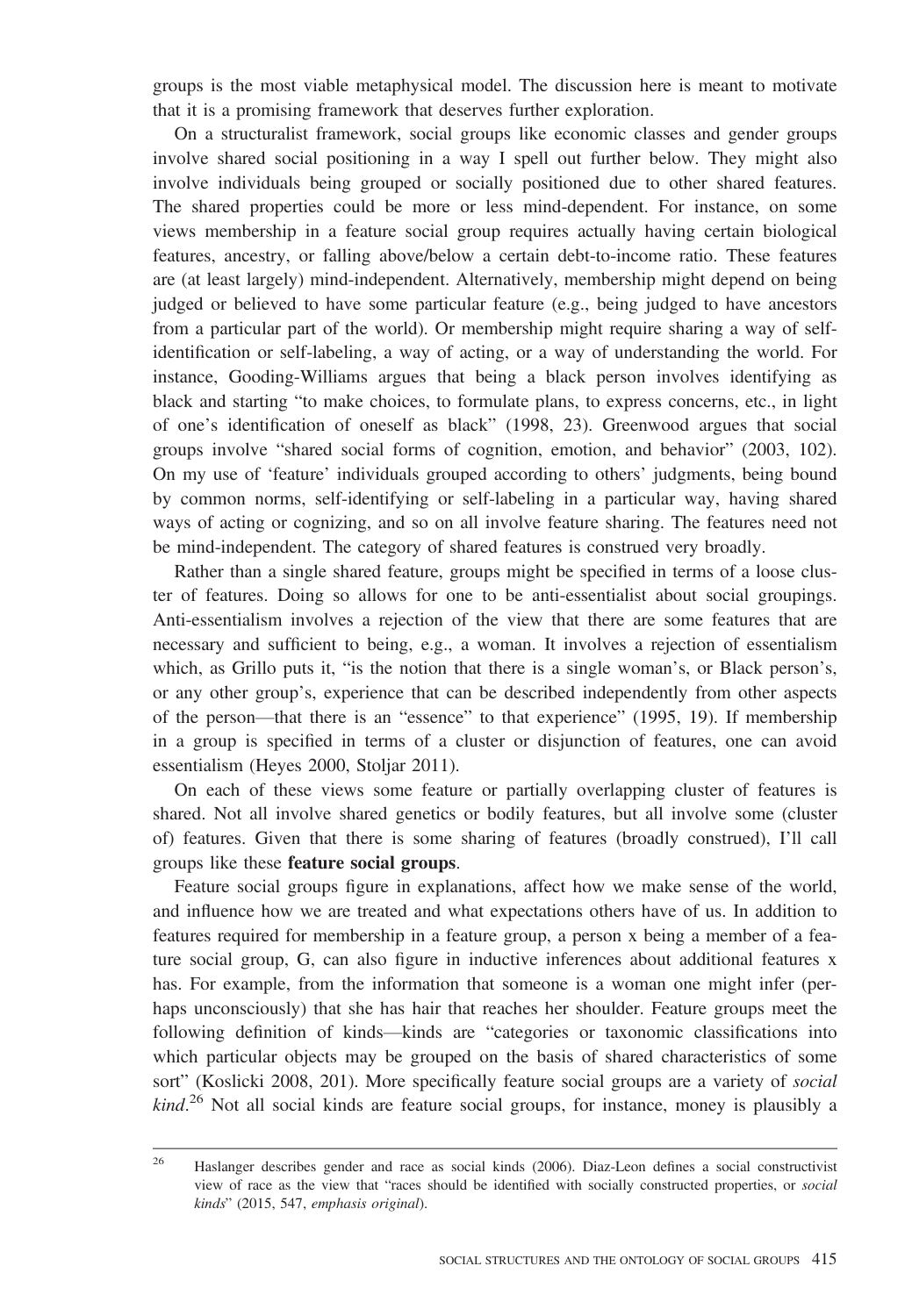groups is the most viable metaphysical model. The discussion here is meant to motivate that it is a promising framework that deserves further exploration.

On a structuralist framework, social groups like economic classes and gender groups involve shared social positioning in a way I spell out further below. They might also involve individuals being grouped or socially positioned due to other shared features. The shared properties could be more or less mind-dependent. For instance, on some views membership in a feature social group requires actually having certain biological features, ancestry, or falling above/below a certain debt-to-income ratio. These features are (at least largely) mind-independent. Alternatively, membership might depend on being judged or believed to have some particular feature (e.g., being judged to have ancestors from a particular part of the world). Or membership might require sharing a way of self-identification or self-labeling, a way of acting, or a way of understanding the world. For instance, Gooding-Williams argues that being a black person involves identifying as black and starting "to make choices, to formulate plans, to express concerns, etc., in light of one's identification of oneself as black" (1998, 23). Greenwood argues that social groups involve "shared social forms of cognition, emotion, and behavior" (2003, 102). On my use of 'feature' individuals grouped according to others' judgments, being bound by common norms, self-identifying or self-labeling in a particular way, having shared ways of acting or cognizing, and so on all involve feature sharing. The features need not be mind-independent. The category of shared features is construed very broadly.

Rather than a single shared feature, groups might be specified in terms of a loose cluster of features. Doing so allows for one to be anti-essentialist about social groupings. Anti-essentialism involves a rejection of the view that there are some features that are necessary and sufficient to being, e.g., a woman. It involves a rejection of essentialism which, as Grillo puts it, "is the notion that there is a single woman's, or Black person's, or any other group's, experience that can be described independently from other aspects of the person—that there is an "essence" to that experience" (1995, 19). If membership in a group is specified in terms of a cluster or disjunction of features, one can avoid essentialism (Heyes 2000, Stoljar 2011).

On each of these views some feature or partially overlapping cluster of features is shared. Not all involve shared genetics or bodily features, but all involve some (cluster of) features. Given that there is some sharing of features (broadly construed), I'll call groups like these **feature social groups**.

Feature social groups figure in explanations, affect how we make sense of the world, and influence how we are treated and what expectations others have of us. In addition to features required for membership in a feature group, a person x being a member of a feature social group, G, can also figure in inductive inferences about additional features x has. For example, from the information that someone is a woman one might infer (perhaps unconsciously) that she has hair that reaches her shoulder. Feature groups meet the following definition of kinds—kinds are "categories or taxonomic classifications into which particular objects may be grouped on the basis of shared characteristics of some sort" (Koslicki 2008, 201). More specifically feature social groups are a variety of *social kind*.[26] Not all social kinds are feature social groups, for instance, money is plausibly a

[26] Haslanger describes gender and race as social kinds (2006). Diaz-Leon defines a social constructivist view of race as the view that "races should be identified with socially constructed properties, or *social kinds*" (2015, 547, *emphasis original*).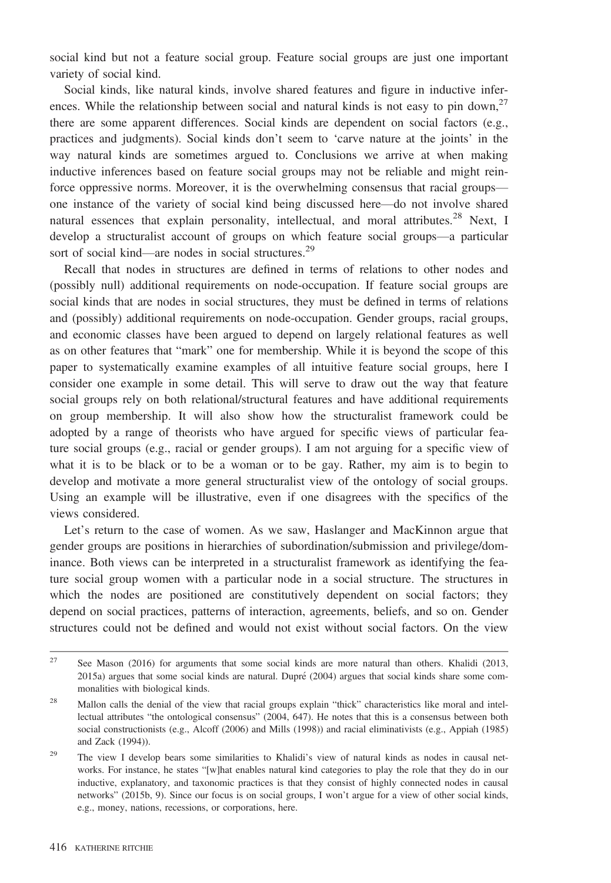social kind but not a feature social group. Feature social groups are just one important variety of social kind.

Social kinds, like natural kinds, involve shared features and figure in inductive inferences. While the relationship between social and natural kinds is not easy to pin down,[27] there are some apparent differences. Social kinds are dependent on social factors (e.g., practices and judgments). Social kinds don't seem to 'carve nature at the joints' in the way natural kinds are sometimes argued to. Conclusions we arrive at when making inductive inferences based on feature social groups may not be reliable and might reinforce oppressive norms. Moreover, it is the overwhelming consensus that racial groups—one instance of the variety of social kind being discussed here—do not involve shared natural essences that explain personality, intellectual, and moral attributes.[28] Next, I develop a structuralist account of groups on which feature social groups—a particular sort of social kind—are nodes in social structures.[29]

Recall that nodes in structures are defined in terms of relations to other nodes and (possibly null) additional requirements on node-occupation. If feature social groups are social kinds that are nodes in social structures, they must be defined in terms of relations and (possibly) additional requirements on node-occupation. Gender groups, racial groups, and economic classes have been argued to depend on largely relational features as well as on other features that "mark" one for membership. While it is beyond the scope of this paper to systematically examine examples of all intuitive feature social groups, here I consider one example in some detail. This will serve to draw out the way that feature social groups rely on both relational/structural features and have additional requirements on group membership. It will also show how the structuralist framework could be adopted by a range of theorists who have argued for specific views of particular feature social groups (e.g., racial or gender groups). I am not arguing for a specific view of what it is to be black or to be a woman or to be gay. Rather, my aim is to begin to develop and motivate a more general structuralist view of the ontology of social groups. Using an example will be illustrative, even if one disagrees with the specifics of the views considered.

Let's return to the case of women. As we saw, Haslanger and MacKinnon argue that gender groups are positions in hierarchies of subordination/submission and privilege/dominance. Both views can be interpreted in a structuralist framework as identifying the feature social group women with a particular node in a social structure. The structures in which the nodes are positioned are constitutively dependent on social factors; they depend on social practices, patterns of interaction, agreements, beliefs, and so on. Gender structures could not be defined and would not exist without social factors. On the view

---

[27] See Mason (2016) for arguments that some social kinds are more natural than others. Khalidi (2013, 2015a) argues that some social kinds are natural. Dupré (2004) argues that social kinds share some commonalities with biological kinds.

[28] Mallon calls the denial of the view that racial groups explain "thick" characteristics like moral and intellectual attributes "the ontological consensus" (2004, 647). He notes that this is a consensus between both social constructionists (e.g., Alcoff (2006) and Mills (1998)) and racial eliminativists (e.g., Appiah (1985) and Zack (1994)).

[29] The view I develop bears some similarities to Khalidi's view of natural kinds as nodes in causal networks. For instance, he states "[w]hat enables natural kind categories to play the role that they do in our inductive, explanatory, and taxonomic practices is that they consist of highly connected nodes in causal networks" (2015b, 9). Since our focus is on social groups, I won't argue for a view of other social kinds, e.g., money, nations, recessions, or corporations, here.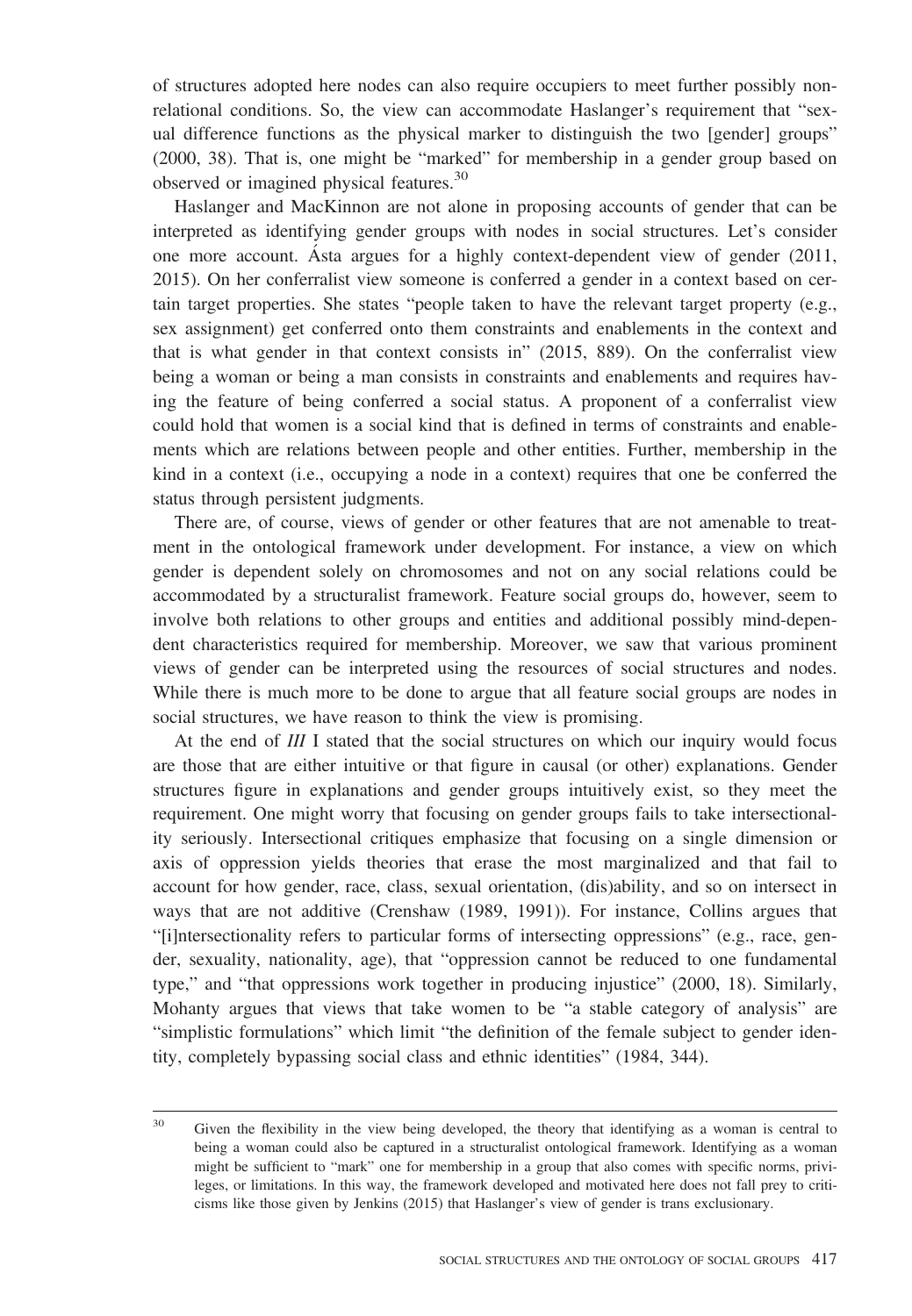of structures adopted here nodes can also require occupiers to meet further possibly non-relational conditions. So, the view can accommodate Haslanger's requirement that "sexual difference functions as the physical marker to distinguish the two [gender] groups" (2000, 38). That is, one might be "marked" for membership in a gender group based on observed or imagined physical features.[30]

Haslanger and MacKinnon are not alone in proposing accounts of gender that can be interpreted as identifying gender groups with nodes in social structures. Let's consider one more account. Ásta argues for a highly context-dependent view of gender (2011, 2015). On her conferralist view someone is conferred a gender in a context based on certain target properties. She states "people taken to have the relevant target property (e.g., sex assignment) get conferred onto them constraints and enablements in the context and that is what gender in that context consists in" (2015, 889). On the conferralist view being a woman or being a man consists in constraints and enablements and requires having the feature of being conferred a social status. A proponent of a conferralist view could hold that women is a social kind that is defined in terms of constraints and enablements which are relations between people and other entities. Further, membership in the kind in a context (i.e., occupying a node in a context) requires that one be conferred the status through persistent judgments.

There are, of course, views of gender or other features that are not amenable to treatment in the ontological framework under development. For instance, a view on which gender is dependent solely on chromosomes and not on any social relations could be accommodated by a structuralist framework. Feature social groups do, however, seem to involve both relations to other groups and entities and additional possibly mind-dependent characteristics required for membership. Moreover, we saw that various prominent views of gender can be interpreted using the resources of social structures and nodes. While there is much more to be done to argue that all feature social groups are nodes in social structures, we have reason to think the view is promising.

At the end of *III* I stated that the social structures on which our inquiry would focus are those that are either intuitive or that figure in causal (or other) explanations. Gender structures figure in explanations and gender groups intuitively exist, so they meet the requirement. One might worry that focusing on gender groups fails to take intersectionality seriously. Intersectional critiques emphasize that focusing on a single dimension or axis of oppression yields theories that erase the most marginalized and that fail to account for how gender, race, class, sexual orientation, (dis)ability, and so on intersect in ways that are not additive (Crenshaw (1989, 1991)). For instance, Collins argues that "[i]ntersectionality refers to particular forms of intersecting oppressions" (e.g., race, gender, sexuality, nationality, age), that "oppression cannot be reduced to one fundamental type," and "that oppressions work together in producing injustice" (2000, 18). Similarly, Mohanty argues that views that take women to be "a stable category of analysis" are "simplistic formulations" which limit "the definition of the female subject to gender identity, completely bypassing social class and ethnic identities" (1984, 344).

[30] Given the flexibility in the view being developed, the theory that identifying as a woman is central to being a woman could also be captured in a structuralist ontological framework. Identifying as a woman might be sufficient to "mark" one for membership in a group that also comes with specific norms, privileges, or limitations. In this way, the framework developed and motivated here does not fall prey to criticisms like those given by Jenkins (2015) that Haslanger's view of gender is trans exclusionary.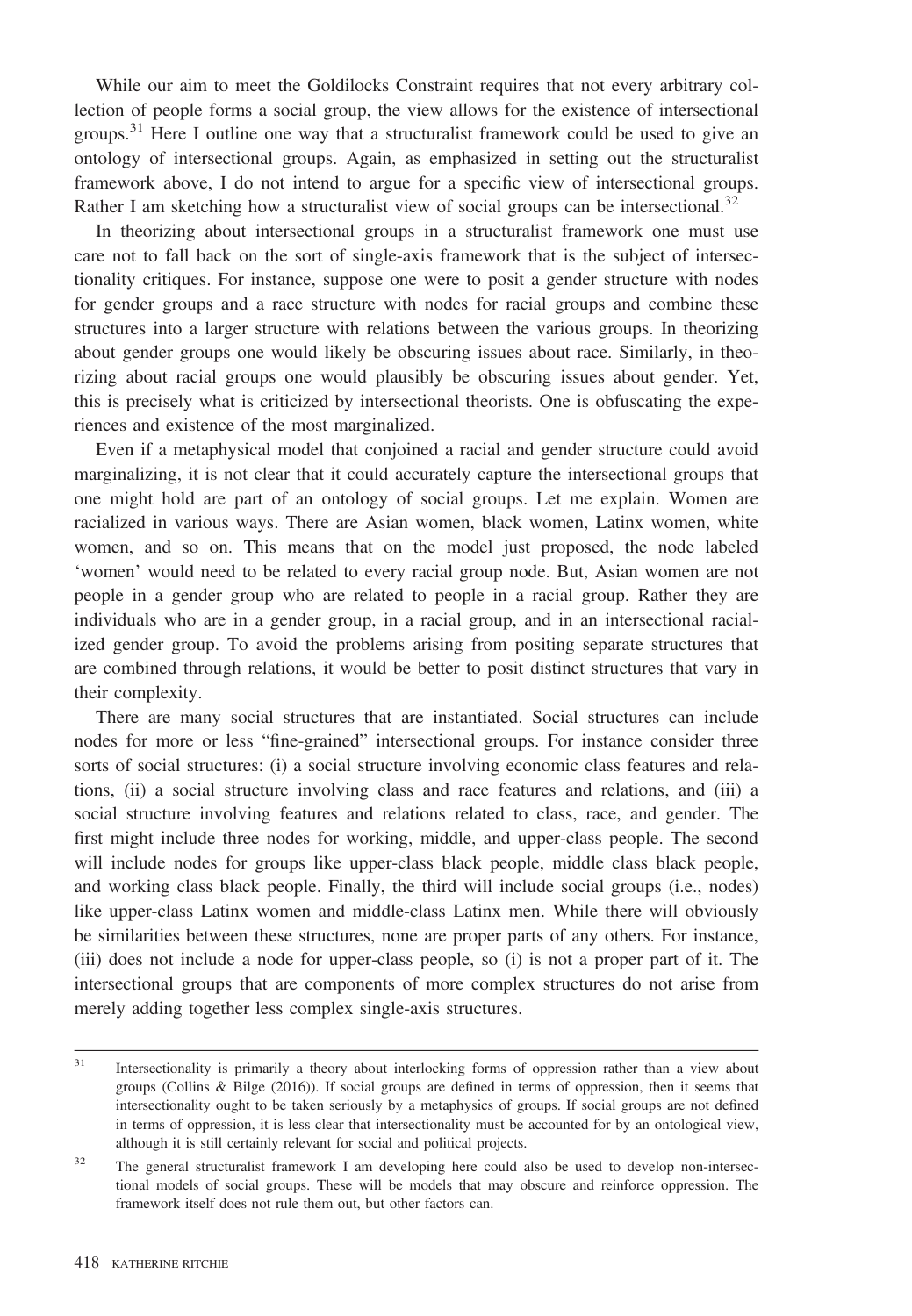While our aim to meet the Goldilocks Constraint requires that not every arbitrary collection of people forms a social group, the view allows for the existence of intersectional groups.[31] Here I outline one way that a structuralist framework could be used to give an ontology of intersectional groups. Again, as emphasized in setting out the structuralist framework above, I do not intend to argue for a specific view of intersectional groups. Rather I am sketching how a structuralist view of social groups can be intersectional.[32]

In theorizing about intersectional groups in a structuralist framework one must use care not to fall back on the sort of single-axis framework that is the subject of intersectionality critiques. For instance, suppose one were to posit a gender structure with nodes for gender groups and a race structure with nodes for racial groups and combine these structures into a larger structure with relations between the various groups. In theorizing about gender groups one would likely be obscuring issues about race. Similarly, in theorizing about racial groups one would plausibly be obscuring issues about gender. Yet, this is precisely what is criticized by intersectional theorists. One is obfuscating the experiences and existence of the most marginalized.

Even if a metaphysical model that conjoined a racial and gender structure could avoid marginalizing, it is not clear that it could accurately capture the intersectional groups that one might hold are part of an ontology of social groups. Let me explain. Women are racialized in various ways. There are Asian women, black women, Latinx women, white women, and so on. This means that on the model just proposed, the node labeled 'women' would need to be related to every racial group node. But, Asian women are not people in a gender group who are related to people in a racial group. Rather they are individuals who are in a gender group, in a racial group, and in an intersectional racialized gender group. To avoid the problems arising from positing separate structures that are combined through relations, it would be better to posit distinct structures that vary in their complexity.

There are many social structures that are instantiated. Social structures can include nodes for more or less "fine-grained" intersectional groups. For instance consider three sorts of social structures: (i) a social structure involving economic class features and relations, (ii) a social structure involving class and race features and relations, and (iii) a social structure involving features and relations related to class, race, and gender. The first might include three nodes for working, middle, and upper-class people. The second will include nodes for groups like upper-class black people, middle class black people, and working class black people. Finally, the third will include social groups (i.e., nodes) like upper-class Latinx women and middle-class Latinx men. While there will obviously be similarities between these structures, none are proper parts of any others. For instance, (iii) does not include a node for upper-class people, so (i) is not a proper part of it. The intersectional groups that are components of more complex structures do not arise from merely adding together less complex single-axis structures.

---

[31] Intersectionality is primarily a theory about interlocking forms of oppression rather than a view about groups (Collins & Bilge (2016)). If social groups are defined in terms of oppression, then it seems that intersectionality ought to be taken seriously by a metaphysics of groups. If social groups are not defined in terms of oppression, it is less clear that intersectionality must be accounted for by an ontological view, although it is still certainly relevant for social and political projects.

[32] The general structuralist framework I am developing here could also be used to develop non-intersectional models of social groups. These will be models that may obscure and reinforce oppression. The framework itself does not rule them out, but other factors can.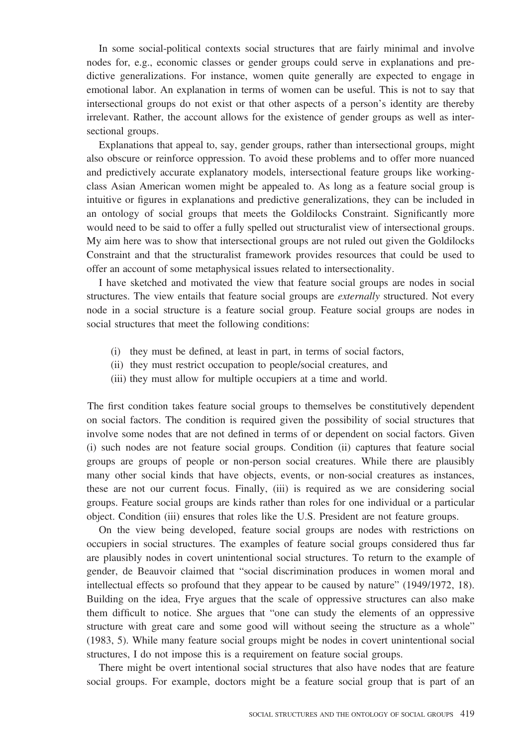In some social-political contexts social structures that are fairly minimal and involve nodes for, e.g., economic classes or gender groups could serve in explanations and predictive generalizations. For instance, women quite generally are expected to engage in emotional labor. An explanation in terms of women can be useful. This is not to say that intersectional groups do not exist or that other aspects of a person's identity are thereby irrelevant. Rather, the account allows for the existence of gender groups as well as intersectional groups.

Explanations that appeal to, say, gender groups, rather than intersectional groups, might also obscure or reinforce oppression. To avoid these problems and to offer more nuanced and predictively accurate explanatory models, intersectional feature groups like working-class Asian American women might be appealed to. As long as a feature social group is intuitive or figures in explanations and predictive generalizations, they can be included in an ontology of social groups that meets the Goldilocks Constraint. Significantly more would need to be said to offer a fully spelled out structuralist view of intersectional groups. My aim here was to show that intersectional groups are not ruled out given the Goldilocks Constraint and that the structuralist framework provides resources that could be used to offer an account of some metaphysical issues related to intersectionality.

I have sketched and motivated the view that feature social groups are nodes in social structures. The view entails that feature social groups are *externally* structured. Not every node in a social structure is a feature social group. Feature social groups are nodes in social structures that meet the following conditions:

(i) they must be defined, at least in part, in terms of social factors,
(ii) they must restrict occupation to people/social creatures, and
(iii) they must allow for multiple occupiers at a time and world.

The first condition takes feature social groups to themselves be constitutively dependent on social factors. The condition is required given the possibility of social structures that involve some nodes that are not defined in terms of or dependent on social factors. Given (i) such nodes are not feature social groups. Condition (ii) captures that feature social groups are groups of people or non-person social creatures. While there are plausibly many other social kinds that have objects, events, or non-social creatures as instances, these are not our current focus. Finally, (iii) is required as we are considering social groups. Feature social groups are kinds rather than roles for one individual or a particular object. Condition (iii) ensures that roles like the U.S. President are not feature groups.

On the view being developed, feature social groups are nodes with restrictions on occupiers in social structures. The examples of feature social groups considered thus far are plausibly nodes in covert unintentional social structures. To return to the example of gender, de Beauvoir claimed that "social discrimination produces in women moral and intellectual effects so profound that they appear to be caused by nature" (1949/1972, 18). Building on the idea, Frye argues that the scale of oppressive structures can also make them difficult to notice. She argues that "one can study the elements of an oppressive structure with great care and some good will without seeing the structure as a whole" (1983, 5). While many feature social groups might be nodes in covert unintentional social structures, I do not impose this is a requirement on feature social groups.

There might be overt intentional social structures that also have nodes that are feature social groups. For example, doctors might be a feature social group that is part of an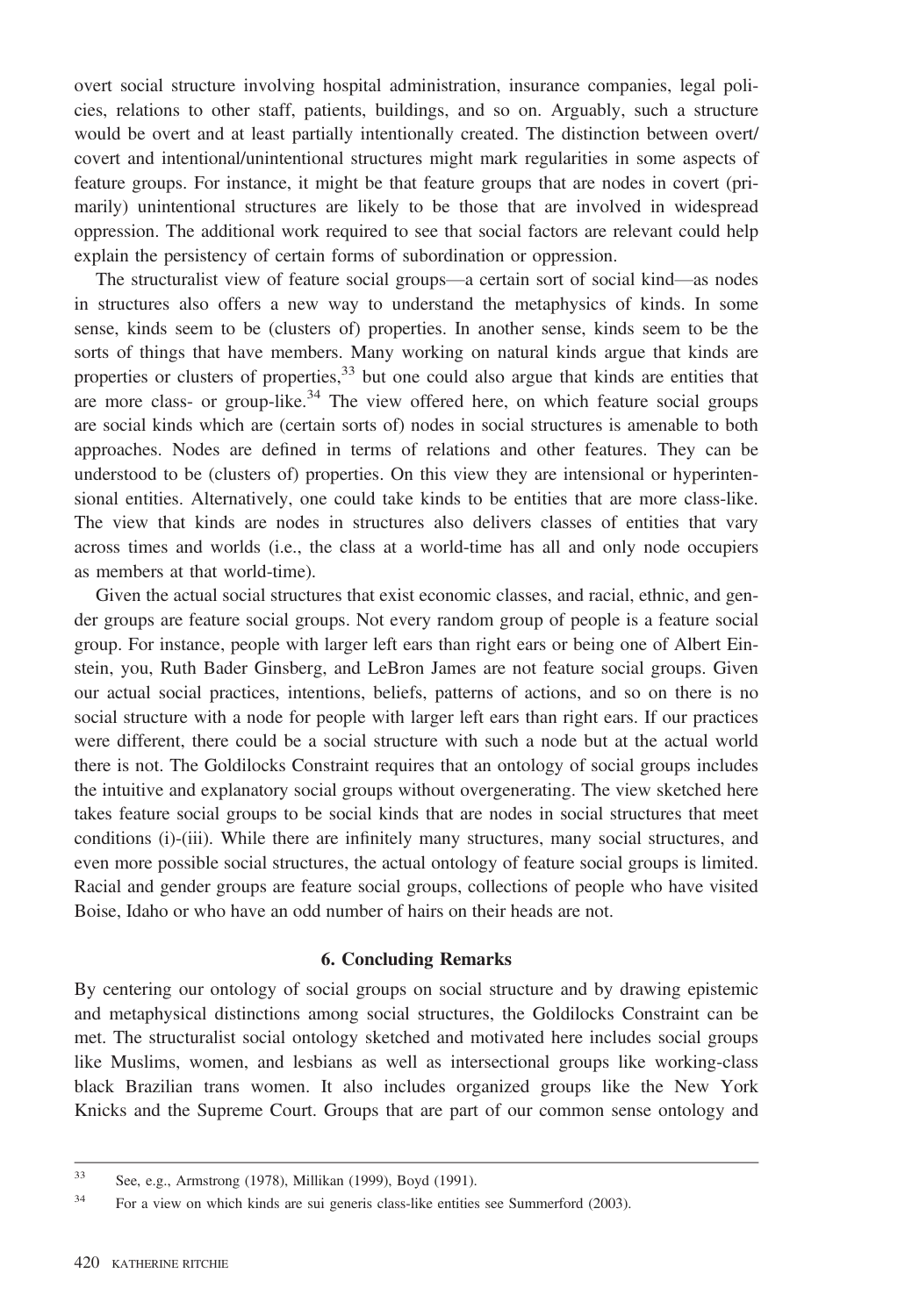overt social structure involving hospital administration, insurance companies, legal policies, relations to other staff, patients, buildings, and so on. Arguably, such a structure would be overt and at least partially intentionally created. The distinction between overt/covert and intentional/unintentional structures might mark regularities in some aspects of feature groups. For instance, it might be that feature groups that are nodes in covert (primarily) unintentional structures are likely to be those that are involved in widespread oppression. The additional work required to see that social factors are relevant could help explain the persistency of certain forms of subordination or oppression.

The structuralist view of feature social groups—a certain sort of social kind—as nodes in structures also offers a new way to understand the metaphysics of kinds. In some sense, kinds seem to be (clusters of) properties. In another sense, kinds seem to be the sorts of things that have members. Many working on natural kinds argue that kinds are properties or clusters of properties,[33] but one could also argue that kinds are entities that are more class- or group-like.[34] The view offered here, on which feature social groups are social kinds which are (certain sorts of) nodes in social structures is amenable to both approaches. Nodes are defined in terms of relations and other features. They can be understood to be (clusters of) properties. On this view they are intensional or hyperintensional entities. Alternatively, one could take kinds to be entities that are more class-like. The view that kinds are nodes in structures also delivers classes of entities that vary across times and worlds (i.e., the class at a world-time has all and only node occupiers as members at that world-time).

Given the actual social structures that exist economic classes, and racial, ethnic, and gender groups are feature social groups. Not every random group of people is a feature social group. For instance, people with larger left ears than right ears or being one of Albert Einstein, you, Ruth Bader Ginsberg, and LeBron James are not feature social groups. Given our actual social practices, intentions, beliefs, patterns of actions, and so on there is no social structure with a node for people with larger left ears than right ears. If our practices were different, there could be a social structure with such a node but at the actual world there is not. The Goldilocks Constraint requires that an ontology of social groups includes the intuitive and explanatory social groups without overgenerating. The view sketched here takes feature social groups to be social kinds that are nodes in social structures that meet conditions (i)-(iii). While there are infinitely many structures, many social structures, and even more possible social structures, the actual ontology of feature social groups is limited. Racial and gender groups are feature social groups, collections of people who have visited Boise, Idaho or who have an odd number of hairs on their heads are not.

## 6. Concluding Remarks

By centering our ontology of social groups on social structure and by drawing epistemic and metaphysical distinctions among social structures, the Goldilocks Constraint can be met. The structuralist social ontology sketched and motivated here includes social groups like Muslims, women, and lesbians as well as intersectional groups like working-class black Brazilian trans women. It also includes organized groups like the New York Knicks and the Supreme Court. Groups that are part of our common sense ontology and

---

[33] See, e.g., Armstrong (1978), Millikan (1999), Boyd (1991).

[34] For a view on which kinds are sui generis class-like entities see Summerford (2003).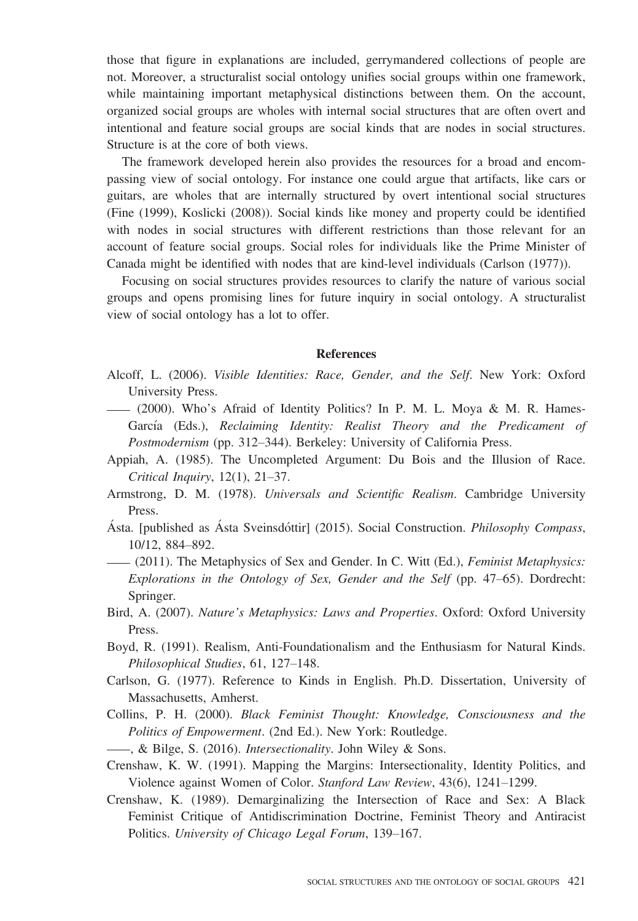those that figure in explanations are included, gerrymandered collections of people are not. Moreover, a structuralist social ontology unifies social groups within one framework, while maintaining important metaphysical distinctions between them. On the account, organized social groups are wholes with internal social structures that are often overt and intentional and feature social groups are social kinds that are nodes in social structures. Structure is at the core of both views.

The framework developed herein also provides the resources for a broad and encompassing view of social ontology. For instance one could argue that artifacts, like cars or guitars, are wholes that are internally structured by overt intentional social structures (Fine (1999), Koslicki (2008)). Social kinds like money and property could be identified with nodes in social structures with different restrictions than those relevant for an account of feature social groups. Social roles for individuals like the Prime Minister of Canada might be identified with nodes that are kind-level individuals (Carlson (1977)).

Focusing on social structures provides resources to clarify the nature of various social groups and opens promising lines for future inquiry in social ontology. A structuralist view of social ontology has a lot to offer.

## References

Alcoff, L. (2006). *Visible Identities: Race, Gender, and the Self*. New York: Oxford University Press.

—— (2000). Who's Afraid of Identity Politics? In P. M. L. Moya & M. R. Hames-García (Eds.), *Reclaiming Identity: Realist Theory and the Predicament of Postmodernism* (pp. 312–344). Berkeley: University of California Press.

Appiah, A. (1985). The Uncompleted Argument: Du Bois and the Illusion of Race. *Critical Inquiry*, 12(1), 21–37.

Armstrong, D. M. (1978). *Universals and Scientific Realism*. Cambridge University Press.

Ásta. [published as Ásta Sveinsdóttir] (2015). Social Construction. *Philosophy Compass*, 10/12, 884–892.

—— (2011). The Metaphysics of Sex and Gender. In C. Witt (Ed.), *Feminist Metaphysics: Explorations in the Ontology of Sex, Gender and the Self* (pp. 47–65). Dordrecht: Springer.

Bird, A. (2007). *Nature's Metaphysics: Laws and Properties*. Oxford: Oxford University Press.

Boyd, R. (1991). Realism, Anti-Foundationalism and the Enthusiasm for Natural Kinds. *Philosophical Studies*, 61, 127–148.

Carlson, G. (1977). Reference to Kinds in English. Ph.D. Dissertation, University of Massachusetts, Amherst.

Collins, P. H. (2000). *Black Feminist Thought: Knowledge, Consciousness and the Politics of Empowerment*. (2nd Ed.). New York: Routledge.

——, & Bilge, S. (2016). *Intersectionality*. John Wiley & Sons.

Crenshaw, K. W. (1991). Mapping the Margins: Intersectionality, Identity Politics, and Violence against Women of Color. *Stanford Law Review*, 43(6), 1241–1299.

Crenshaw, K. (1989). Demarginalizing the Intersection of Race and Sex: A Black Feminist Critique of Antidiscrimination Doctrine, Feminist Theory and Antiracist Politics. *University of Chicago Legal Forum*, 139–167.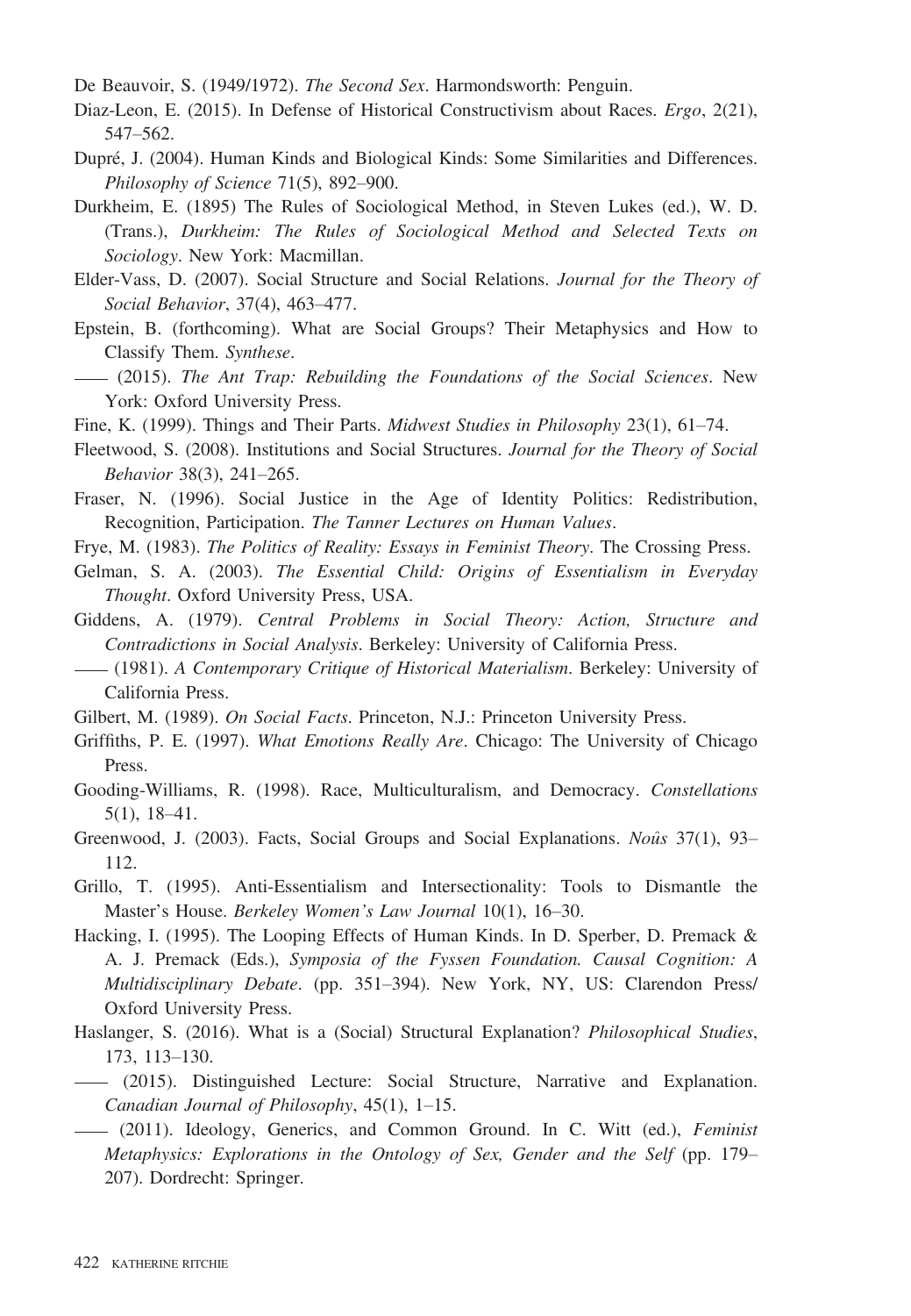De Beauvoir, S. (1949/1972). *The Second Sex*. Harmondsworth: Penguin.

Diaz-Leon, E. (2015). In Defense of Historical Constructivism about Races. *Ergo*, 2(21), 547–562.

Dupré, J. (2004). Human Kinds and Biological Kinds: Some Similarities and Differences. *Philosophy of Science* 71(5), 892–900.

Durkheim, E. (1895) The Rules of Sociological Method, in Steven Lukes (ed.), W. D. (Trans.), *Durkheim: The Rules of Sociological Method and Selected Texts on Sociology*. New York: Macmillan.

Elder-Vass, D. (2007). Social Structure and Social Relations. *Journal for the Theory of Social Behavior*, 37(4), 463–477.

Epstein, B. (forthcoming). What are Social Groups? Their Metaphysics and How to Classify Them. *Synthese*.

—— (2015). *The Ant Trap: Rebuilding the Foundations of the Social Sciences*. New York: Oxford University Press.

Fine, K. (1999). Things and Their Parts. *Midwest Studies in Philosophy* 23(1), 61–74.

Fleetwood, S. (2008). Institutions and Social Structures. *Journal for the Theory of Social Behavior* 38(3), 241–265.

Fraser, N. (1996). Social Justice in the Age of Identity Politics: Redistribution, Recognition, Participation. *The Tanner Lectures on Human Values*.

Frye, M. (1983). *The Politics of Reality: Essays in Feminist Theory*. The Crossing Press.

Gelman, S. A. (2003). *The Essential Child: Origins of Essentialism in Everyday Thought*. Oxford University Press, USA.

Giddens, A. (1979). *Central Problems in Social Theory: Action, Structure and Contradictions in Social Analysis*. Berkeley: University of California Press.

—— (1981). *A Contemporary Critique of Historical Materialism*. Berkeley: University of California Press.

Gilbert, M. (1989). *On Social Facts*. Princeton, N.J.: Princeton University Press.

Griffiths, P. E. (1997). *What Emotions Really Are*. Chicago: The University of Chicago Press.

Gooding-Williams, R. (1998). Race, Multiculturalism, and Democracy. *Constellations* 5(1), 18–41.

Greenwood, J. (2003). Facts, Social Groups and Social Explanations. *Noûs* 37(1), 93–112.

Grillo, T. (1995). Anti-Essentialism and Intersectionality: Tools to Dismantle the Master's House. *Berkeley Women's Law Journal* 10(1), 16–30.

Hacking, I. (1995). The Looping Effects of Human Kinds. In D. Sperber, D. Premack & A. J. Premack (Eds.), *Symposia of the Fyssen Foundation. Causal Cognition: A Multidisciplinary Debate*. (pp. 351–394). New York, NY, US: Clarendon Press/ Oxford University Press.

Haslanger, S. (2016). What is a (Social) Structural Explanation? *Philosophical Studies*, 173, 113–130.

—— (2015). Distinguished Lecture: Social Structure, Narrative and Explanation. *Canadian Journal of Philosophy*, 45(1), 1–15.

—— (2011). Ideology, Generics, and Common Ground. In C. Witt (ed.), *Feminist Metaphysics: Explorations in the Ontology of Sex, Gender and the Self* (pp. 179–207). Dordrecht: Springer.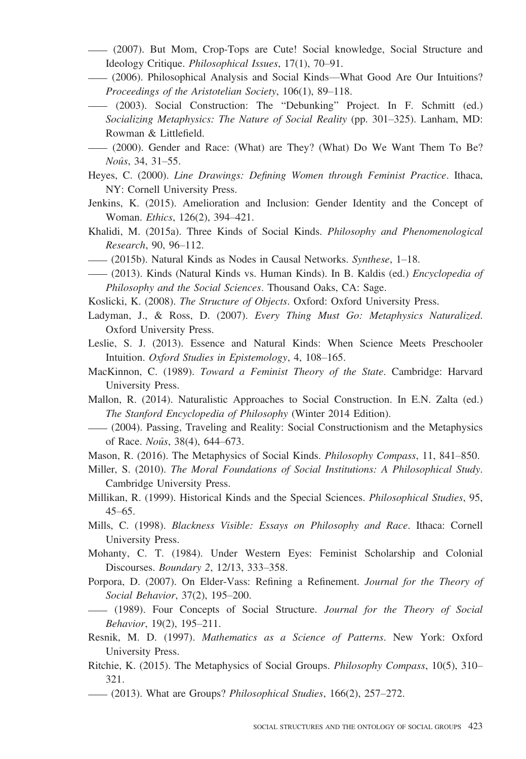—— (2007). But Mom, Crop-Tops are Cute! Social knowledge, Social Structure and Ideology Critique. *Philosophical Issues*, 17(1), 70–91.

—— (2006). Philosophical Analysis and Social Kinds—What Good Are Our Intuitions? *Proceedings of the Aristotelian Society*, 106(1), 89–118.

—— (2003). Social Construction: The "Debunking" Project. In F. Schmitt (ed.) *Socializing Metaphysics: The Nature of Social Reality* (pp. 301–325). Lanham, MD: Rowman & Littlefield.

—— (2000). Gender and Race: (What) are They? (What) Do We Want Them To Be? *Noûs*, 34, 31–55.

Heyes, C. (2000). *Line Drawings: Defining Women through Feminist Practice*. Ithaca, NY: Cornell University Press.

Jenkins, K. (2015). Amelioration and Inclusion: Gender Identity and the Concept of Woman. *Ethics*, 126(2), 394–421.

Khalidi, M. (2015a). Three Kinds of Social Kinds. *Philosophy and Phenomenological Research*, 90, 96–112.

—— (2015b). Natural Kinds as Nodes in Causal Networks. *Synthese*, 1–18.

—— (2013). Kinds (Natural Kinds vs. Human Kinds). In B. Kaldis (ed.) *Encyclopedia of Philosophy and the Social Sciences*. Thousand Oaks, CA: Sage.

Koslicki, K. (2008). *The Structure of Objects*. Oxford: Oxford University Press.

Ladyman, J., & Ross, D. (2007). *Every Thing Must Go: Metaphysics Naturalized*. Oxford University Press.

Leslie, S. J. (2013). Essence and Natural Kinds: When Science Meets Preschooler Intuition. *Oxford Studies in Epistemology*, 4, 108–165.

MacKinnon, C. (1989). *Toward a Feminist Theory of the State*. Cambridge: Harvard University Press.

Mallon, R. (2014). Naturalistic Approaches to Social Construction. In E.N. Zalta (ed.) *The Stanford Encyclopedia of Philosophy* (Winter 2014 Edition).

—— (2004). Passing, Traveling and Reality: Social Constructionism and the Metaphysics of Race. *Noûs*, 38(4), 644–673.

Mason, R. (2016). The Metaphysics of Social Kinds. *Philosophy Compass*, 11, 841–850.

Miller, S. (2010). *The Moral Foundations of Social Institutions: A Philosophical Study*. Cambridge University Press.

Millikan, R. (1999). Historical Kinds and the Special Sciences. *Philosophical Studies*, 95, 45–65.

Mills, C. (1998). *Blackness Visible: Essays on Philosophy and Race*. Ithaca: Cornell University Press.

Mohanty, C. T. (1984). Under Western Eyes: Feminist Scholarship and Colonial Discourses. *Boundary 2*, 12/13, 333–358.

Porpora, D. (2007). On Elder-Vass: Refining a Refinement. *Journal for the Theory of Social Behavior*, 37(2), 195–200.

—— (1989). Four Concepts of Social Structure. *Journal for the Theory of Social Behavior*, 19(2), 195–211.

Resnik, M. D. (1997). *Mathematics as a Science of Patterns*. New York: Oxford University Press.

Ritchie, K. (2015). The Metaphysics of Social Groups. *Philosophy Compass*, 10(5), 310–321.

—— (2013). What are Groups? *Philosophical Studies*, 166(2), 257–272.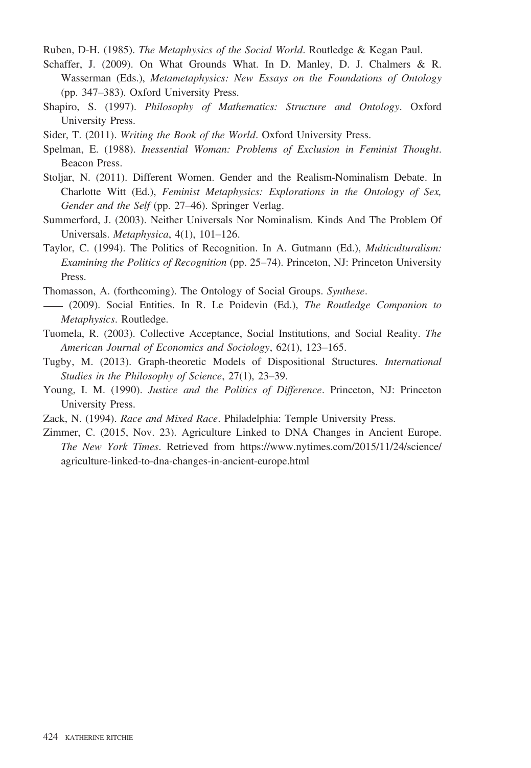Ruben, D-H. (1985). *The Metaphysics of the Social World*. Routledge & Kegan Paul.

Schaffer, J. (2009). On What Grounds What. In D. Manley, D. J. Chalmers & R. Wasserman (Eds.), *Metametaphysics: New Essays on the Foundations of Ontology* (pp. 347–383). Oxford University Press.

Shapiro, S. (1997). *Philosophy of Mathematics: Structure and Ontology*. Oxford University Press.

Sider, T. (2011). *Writing the Book of the World*. Oxford University Press.

Spelman, E. (1988). *Inessential Woman: Problems of Exclusion in Feminist Thought*. Beacon Press.

Stoljar, N. (2011). Different Women. Gender and the Realism-Nominalism Debate. In Charlotte Witt (Ed.), *Feminist Metaphysics: Explorations in the Ontology of Sex, Gender and the Self* (pp. 27–46). Springer Verlag.

Summerford, J. (2003). Neither Universals Nor Nominalism. Kinds And The Problem Of Universals. *Metaphysica*, 4(1), 101–126.

Taylor, C. (1994). The Politics of Recognition. In A. Gutmann (Ed.), *Multiculturalism: Examining the Politics of Recognition* (pp. 25–74). Princeton, NJ: Princeton University Press.

Thomasson, A. (forthcoming). The Ontology of Social Groups. *Synthese*.

—— (2009). Social Entities. In R. Le Poidevin (Ed.), *The Routledge Companion to Metaphysics*. Routledge.

Tuomela, R. (2003). Collective Acceptance, Social Institutions, and Social Reality. *The American Journal of Economics and Sociology*, 62(1), 123–165.

Tugby, M. (2013). Graph-theoretic Models of Dispositional Structures. *International Studies in the Philosophy of Science*, 27(1), 23–39.

Young, I. M. (1990). *Justice and the Politics of Difference*. Princeton, NJ: Princeton University Press.

Zack, N. (1994). *Race and Mixed Race*. Philadelphia: Temple University Press.

Zimmer, C. (2015, Nov. 23). Agriculture Linked to DNA Changes in Ancient Europe. *The New York Times*. Retrieved from https://www.nytimes.com/2015/11/24/science/agriculture-linked-to-dna-changes-in-ancient-europe.html